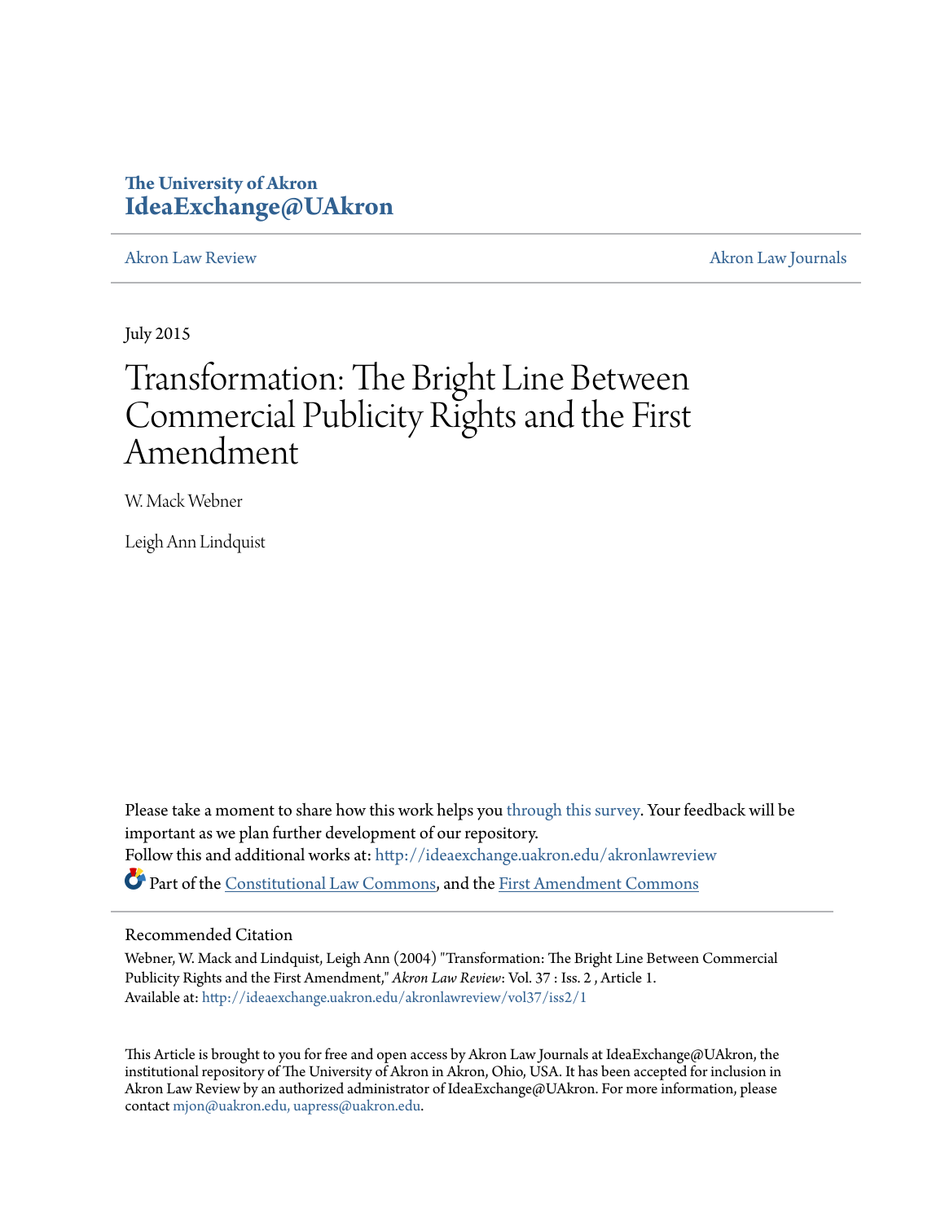The University of Akron
**IdeaExchange@UAkron**

Akron Law Review | Akron Law Journals

July 2015

# Transformation: The Bright Line Between Commercial Publicity Rights and the First Amendment

W. Mack Webner

Leigh Ann Lindquist

Please take a moment to share how this work helps you through this survey. Your feedback will be important as we plan further development of our repository.

Follow this and additional works at: http://ideaexchange.uakron.edu/akronlawreview

Part of the Constitutional Law Commons, and the First Amendment Commons

## Recommended Citation

Webner, W. Mack and Lindquist, Leigh Ann (2004) "Transformation: The Bright Line Between Commercial Publicity Rights and the First Amendment," *Akron Law Review*: Vol. 37 : Iss. 2 , Article 1.
Available at: http://ideaexchange.uakron.edu/akronlawreview/vol37/iss2/1

This Article is brought to you for free and open access by Akron Law Journals at IdeaExchange@UAkron, the institutional repository of The University of Akron in Akron, Ohio, USA. It has been accepted for inclusion in Akron Law Review by an authorized administrator of IdeaExchange@UAkron. For more information, please contact mjon@uakron.edu, uapress@uakron.edu.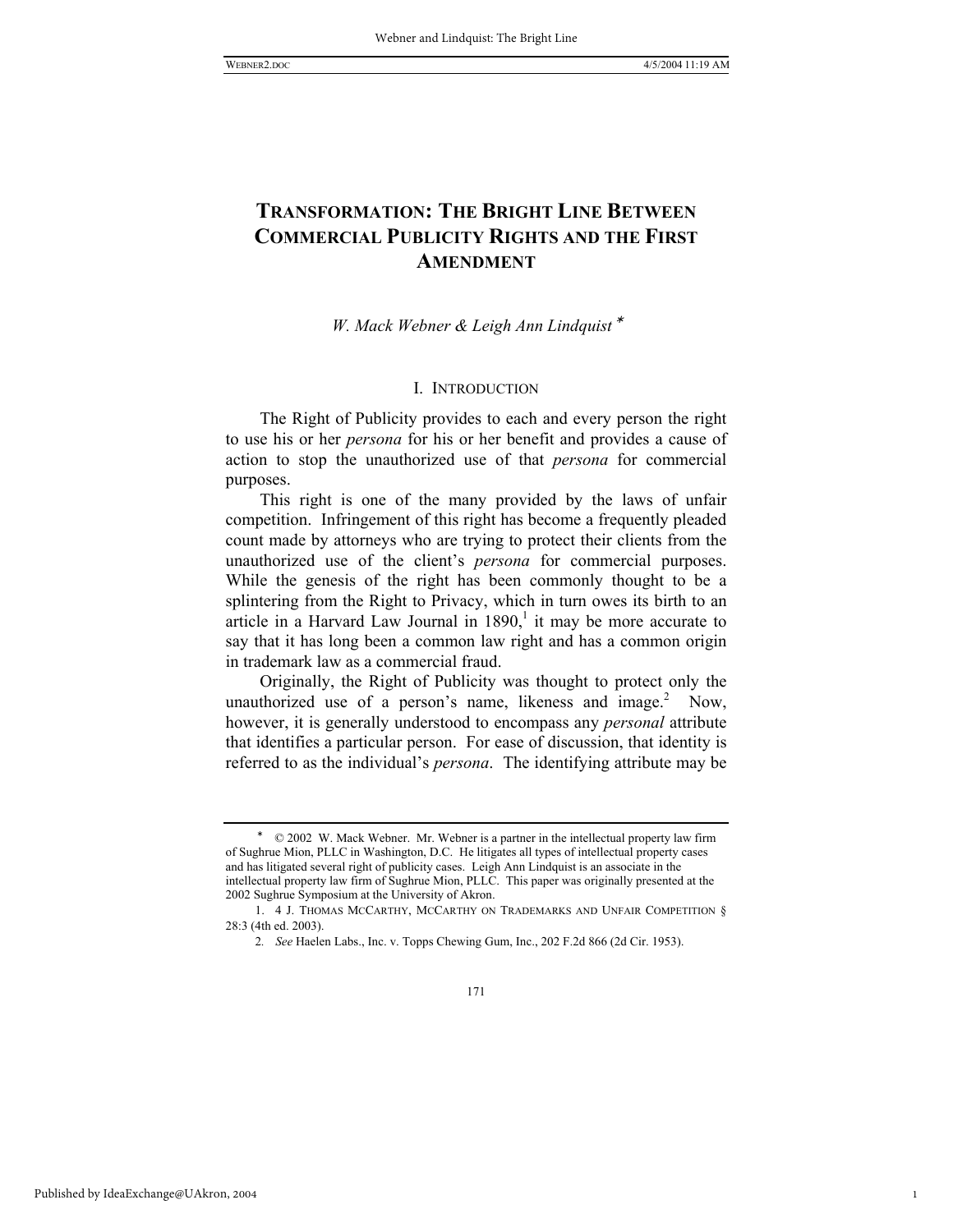# TRANSFORMATION: THE BRIGHT LINE BETWEEN COMMERCIAL PUBLICITY RIGHTS AND THE FIRST AMENDMENT

*W. Mack Webner & Leigh Ann Lindquist* *

## I. INTRODUCTION

The Right of Publicity provides to each and every person the right to use his or her *persona* for his or her benefit and provides a cause of action to stop the unauthorized use of that *persona* for commercial purposes.

This right is one of the many provided by the laws of unfair competition. Infringement of this right has become a frequently pleaded count made by attorneys who are trying to protect their clients from the unauthorized use of the client's *persona* for commercial purposes. While the genesis of the right has been commonly thought to be a splintering from the Right to Privacy, which in turn owes its birth to an article in a Harvard Law Journal in 1890,[1] it may be more accurate to say that it has long been a common law right and has a common origin in trademark law as a commercial fraud.

Originally, the Right of Publicity was thought to protect only the unauthorized use of a person's name, likeness and image.[2] Now, however, it is generally understood to encompass any *personal* attribute that identifies a particular person. For ease of discussion, that identity is referred to as the individual's *persona*. The identifying attribute may be

---

\* © 2002 W. Mack Webner. Mr. Webner is a partner in the intellectual property law firm of Sughrue Mion, PLLC in Washington, D.C. He litigates all types of intellectual property cases and has litigated several right of publicity cases. Leigh Ann Lindquist is an associate in the intellectual property law firm of Sughrue Mion, PLLC. This paper was originally presented at the 2002 Sughrue Symposium at the University of Akron.

1. 4 J. THOMAS MCCARTHY, MCCARTHY ON TRADEMARKS AND UNFAIR COMPETITION § 28:3 (4th ed. 2003).

2. *See* Haelen Labs., Inc. v. Topps Chewing Gum, Inc., 202 F.2d 866 (2d Cir. 1953).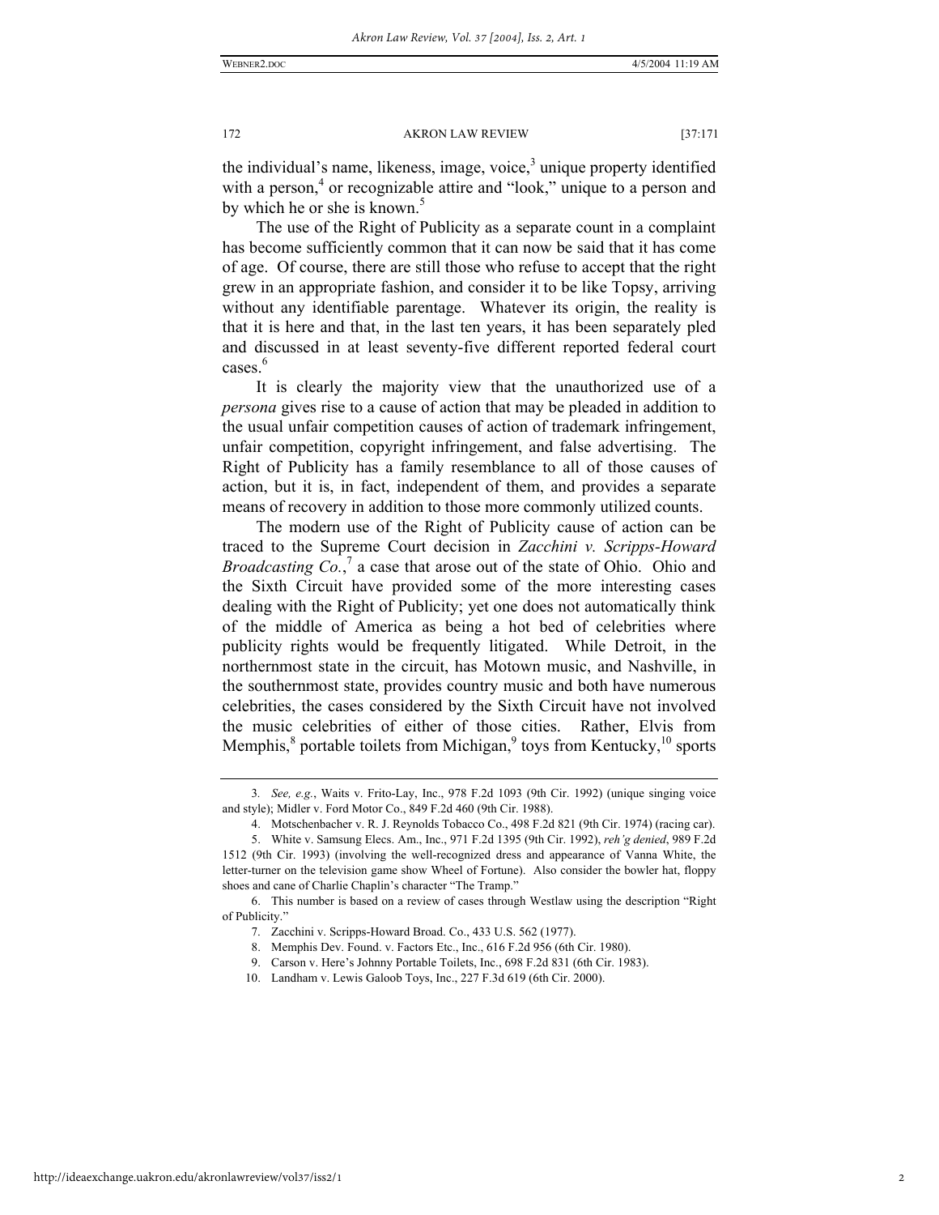the individual's name, likeness, image, voice,[3] unique property identified with a person,[4] or recognizable attire and "look," unique to a person and by which he or she is known.[5]

The use of the Right of Publicity as a separate count in a complaint has become sufficiently common that it can now be said that it has come of age. Of course, there are still those who refuse to accept that the right grew in an appropriate fashion, and consider it to be like Topsy, arriving without any identifiable parentage. Whatever its origin, the reality is that it is here and that, in the last ten years, it has been separately pled and discussed in at least seventy-five different reported federal court cases.[6]

It is clearly the majority view that the unauthorized use of a *persona* gives rise to a cause of action that may be pleaded in addition to the usual unfair competition causes of action of trademark infringement, unfair competition, copyright infringement, and false advertising. The Right of Publicity has a family resemblance to all of those causes of action, but it is, in fact, independent of them, and provides a separate means of recovery in addition to those more commonly utilized counts.

The modern use of the Right of Publicity cause of action can be traced to the Supreme Court decision in *Zacchini v. Scripps-Howard Broadcasting Co.*,[7] a case that arose out of the state of Ohio. Ohio and the Sixth Circuit have provided some of the more interesting cases dealing with the Right of Publicity; yet one does not automatically think of the middle of America as being a hot bed of celebrities where publicity rights would be frequently litigated. While Detroit, in the northernmost state in the circuit, has Motown music, and Nashville, in the southernmost state, provides country music and both have numerous celebrities, the cases considered by the Sixth Circuit have not involved the music celebrities of either of those cities. Rather, Elvis from Memphis,[8] portable toilets from Michigan,[9] toys from Kentucky,[10] sports

---

3. *See, e.g.*, Waits v. Frito-Lay, Inc., 978 F.2d 1093 (9th Cir. 1992) (unique singing voice and style); Midler v. Ford Motor Co., 849 F.2d 460 (9th Cir. 1988).

4. Motschenbacher v. R. J. Reynolds Tobacco Co., 498 F.2d 821 (9th Cir. 1974) (racing car).

5. White v. Samsung Elecs. Am., Inc., 971 F.2d 1395 (9th Cir. 1992), *reh'g denied*, 989 F.2d 1512 (9th Cir. 1993) (involving the well-recognized dress and appearance of Vanna White, the letter-turner on the television game show Wheel of Fortune). Also consider the bowler hat, floppy shoes and cane of Charlie Chaplin's character "The Tramp."

6. This number is based on a review of cases through Westlaw using the description "Right of Publicity."

7. Zacchini v. Scripps-Howard Broad. Co., 433 U.S. 562 (1977).

8. Memphis Dev. Found. v. Factors Etc., Inc., 616 F.2d 956 (6th Cir. 1980).

9. Carson v. Here's Johnny Portable Toilets, Inc., 698 F.2d 831 (6th Cir. 1983).

10. Landham v. Lewis Galoob Toys, Inc., 227 F.3d 619 (6th Cir. 2000).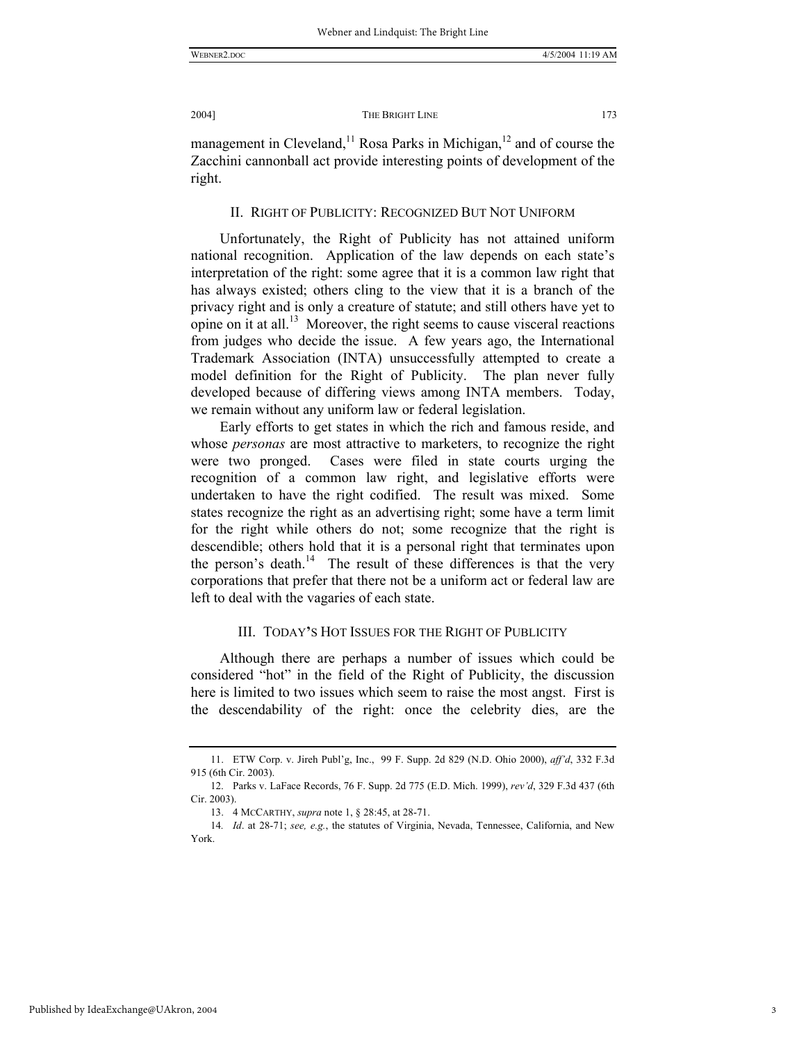management in Cleveland,[11] Rosa Parks in Michigan,[12] and of course the Zacchini cannonball act provide interesting points of development of the right.

## II. RIGHT OF PUBLICITY: RECOGNIZED BUT NOT UNIFORM

Unfortunately, the Right of Publicity has not attained uniform national recognition. Application of the law depends on each state's interpretation of the right: some agree that it is a common law right that has always existed; others cling to the view that it is a branch of the privacy right and is only a creature of statute; and still others have yet to opine on it at all.[13] Moreover, the right seems to cause visceral reactions from judges who decide the issue. A few years ago, the International Trademark Association (INTA) unsuccessfully attempted to create a model definition for the Right of Publicity. The plan never fully developed because of differing views among INTA members. Today, we remain without any uniform law or federal legislation.

Early efforts to get states in which the rich and famous reside, and whose *personas* are most attractive to marketers, to recognize the right were two pronged. Cases were filed in state courts urging the recognition of a common law right, and legislative efforts were undertaken to have the right codified. The result was mixed. Some states recognize the right as an advertising right; some have a term limit for the right while others do not; some recognize that the right is descendible; others hold that it is a personal right that terminates upon the person's death.[14] The result of these differences is that the very corporations that prefer that there not be a uniform act or federal law are left to deal with the vagaries of each state.

## III. TODAY'S HOT ISSUES FOR THE RIGHT OF PUBLICITY

Although there are perhaps a number of issues which could be considered "hot" in the field of the Right of Publicity, the discussion here is limited to two issues which seem to raise the most angst. First is the descendability of the right: once the celebrity dies, are the

---

11. ETW Corp. v. Jireh Publ'g, Inc., 99 F. Supp. 2d 829 (N.D. Ohio 2000), *aff'd*, 332 F.3d 915 (6th Cir. 2003).

12. Parks v. LaFace Records, 76 F. Supp. 2d 775 (E.D. Mich. 1999), *rev'd*, 329 F.3d 437 (6th Cir. 2003).

13. 4 MCCARTHY, *supra* note 1, § 28:45, at 28-71.

14. *Id*. at 28-71; *see, e.g.*, the statutes of Virginia, Nevada, Tennessee, California, and New York.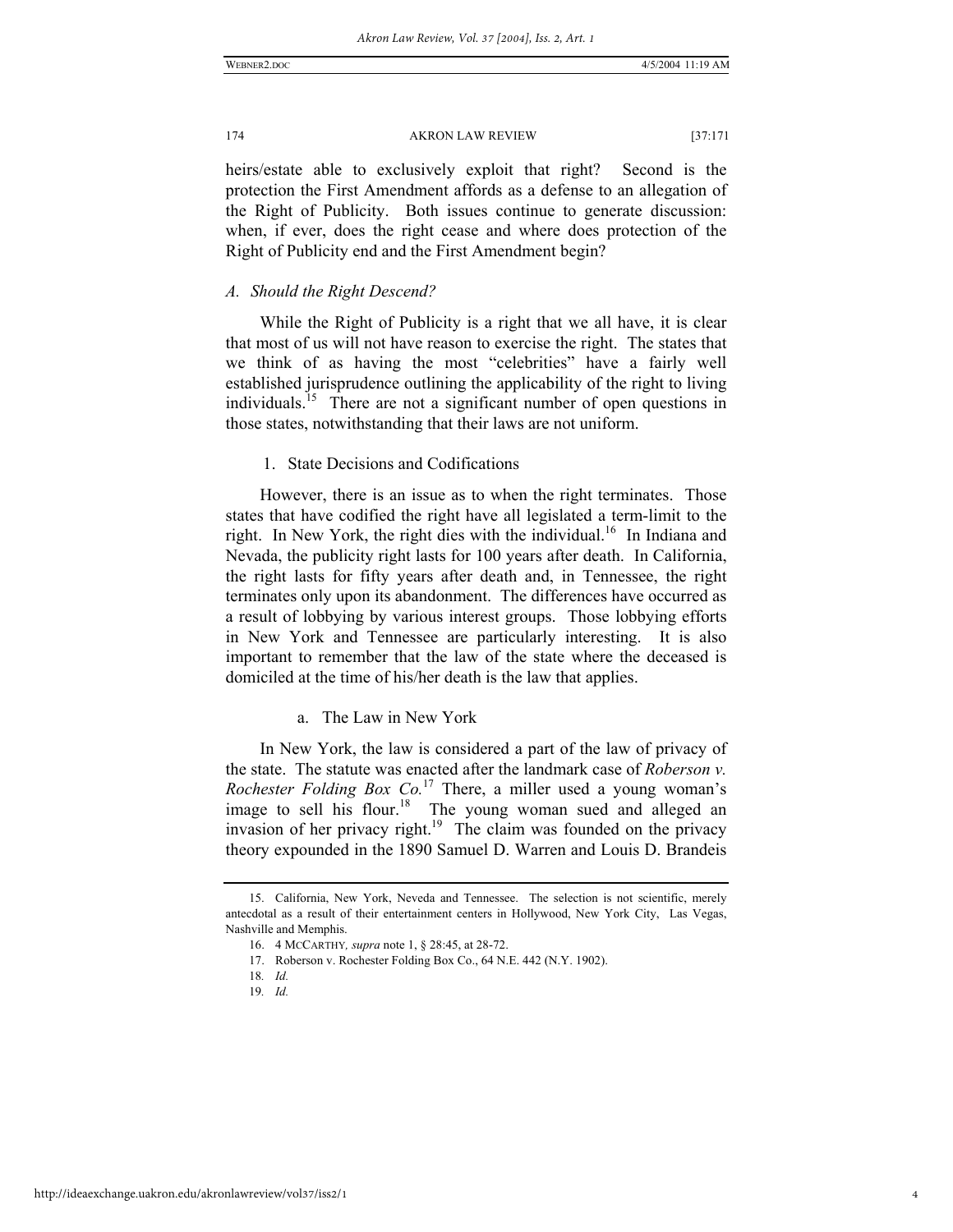heirs/estate able to exclusively exploit that right? Second is the protection the First Amendment affords as a defense to an allegation of the Right of Publicity. Both issues continue to generate discussion: when, if ever, does the right cease and where does protection of the Right of Publicity end and the First Amendment begin?

### *A. Should the Right Descend?*

While the Right of Publicity is a right that we all have, it is clear that most of us will not have reason to exercise the right. The states that we think of as having the most "celebrities" have a fairly well established jurisprudence outlining the applicability of the right to living individuals.[15] There are not a significant number of open questions in those states, notwithstanding that their laws are not uniform.

#### 1. State Decisions and Codifications

However, there is an issue as to when the right terminates. Those states that have codified the right have all legislated a term-limit to the right. In New York, the right dies with the individual.[16] In Indiana and Nevada, the publicity right lasts for 100 years after death. In California, the right lasts for fifty years after death and, in Tennessee, the right terminates only upon its abandonment. The differences have occurred as a result of lobbying by various interest groups. Those lobbying efforts in New York and Tennessee are particularly interesting. It is also important to remember that the law of the state where the deceased is domiciled at the time of his/her death is the law that applies.

##### a. The Law in New York

In New York, the law is considered a part of the law of privacy of the state. The statute was enacted after the landmark case of *Roberson v. Rochester Folding Box Co.*[17] There, a miller used a young woman's image to sell his flour.[18] The young woman sued and alleged an invasion of her privacy right.[19] The claim was founded on the privacy theory expounded in the 1890 Samuel D. Warren and Louis D. Brandeis

---

15. California, New York, Neveda and Tennessee. The selection is not scientific, merely antecdotal as a result of their entertainment centers in Hollywood, New York City, Las Vegas, Nashville and Memphis.

16. 4 MCCARTHY, *supra* note 1, § 28:45, at 28-72.

17. Roberson v. Rochester Folding Box Co., 64 N.E. 442 (N.Y. 1902).

18. *Id.*

19. *Id.*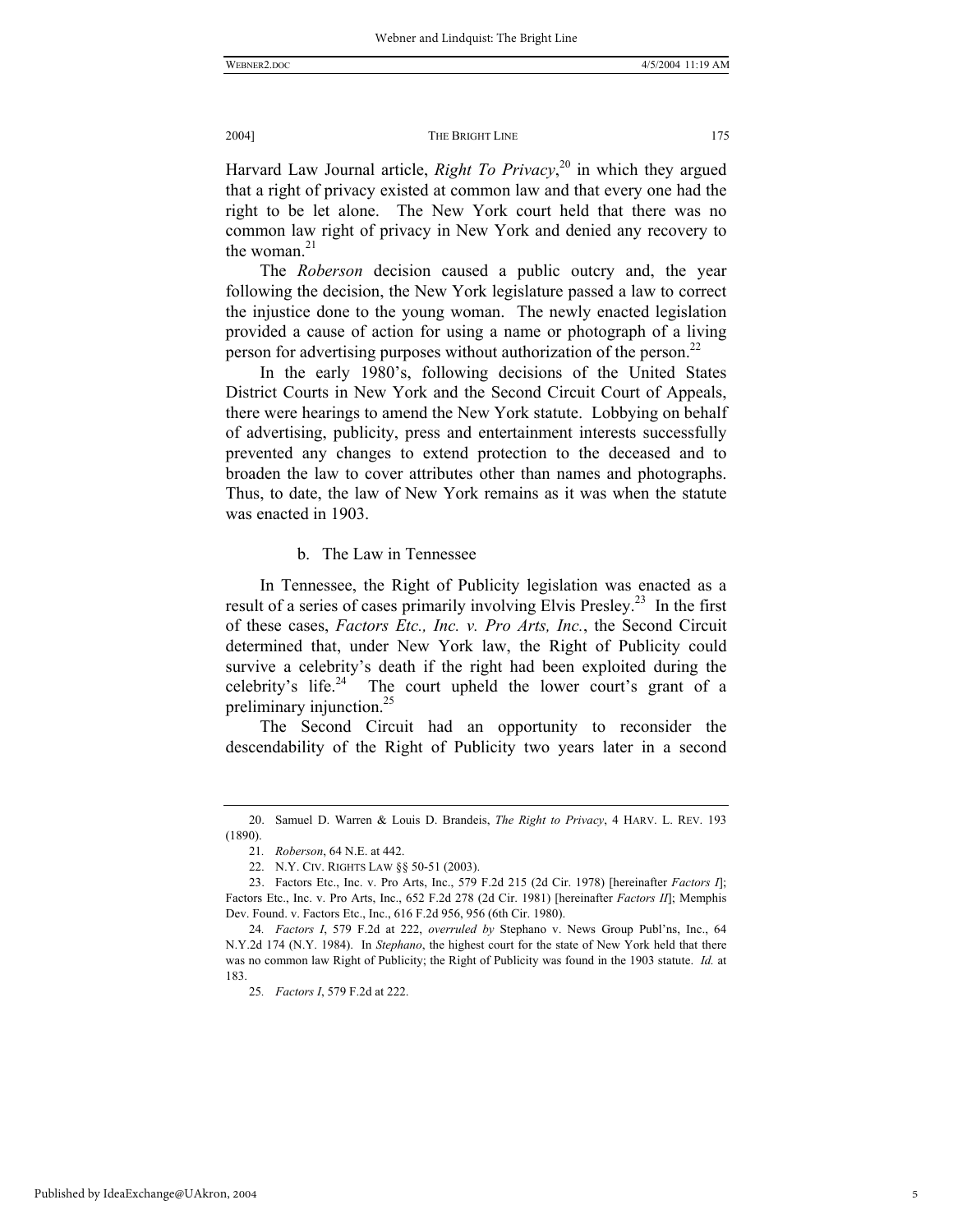Harvard Law Journal article, *Right To Privacy*,[20] in which they argued that a right of privacy existed at common law and that every one had the right to be let alone. The New York court held that there was no common law right of privacy in New York and denied any recovery to the woman.[21]

The *Roberson* decision caused a public outcry and, the year following the decision, the New York legislature passed a law to correct the injustice done to the young woman. The newly enacted legislation provided a cause of action for using a name or photograph of a living person for advertising purposes without authorization of the person.[22]

In the early 1980's, following decisions of the United States District Courts in New York and the Second Circuit Court of Appeals, there were hearings to amend the New York statute. Lobbying on behalf of advertising, publicity, press and entertainment interests successfully prevented any changes to extend protection to the deceased and to broaden the law to cover attributes other than names and photographs. Thus, to date, the law of New York remains as it was when the statute was enacted in 1903.

### b. The Law in Tennessee

In Tennessee, the Right of Publicity legislation was enacted as a result of a series of cases primarily involving Elvis Presley.[23] In the first of these cases, *Factors Etc., Inc. v. Pro Arts, Inc.*, the Second Circuit determined that, under New York law, the Right of Publicity could survive a celebrity's death if the right had been exploited during the celebrity's life.[24] The court upheld the lower court's grant of a preliminary injunction.[25]

The Second Circuit had an opportunity to reconsider the descendability of the Right of Publicity two years later in a second

---

20. Samuel D. Warren & Louis D. Brandeis, *The Right to Privacy*, 4 HARV. L. REV. 193 (1890).

21. *Roberson*, 64 N.E. at 442.

22. N.Y. CIV. RIGHTS LAW §§ 50-51 (2003).

23. Factors Etc., Inc. v. Pro Arts, Inc., 579 F.2d 215 (2d Cir. 1978) [hereinafter *Factors I*]; Factors Etc., Inc. v. Pro Arts, Inc., 652 F.2d 278 (2d Cir. 1981) [hereinafter *Factors II*]; Memphis Dev. Found. v. Factors Etc., Inc., 616 F.2d 956, 956 (6th Cir. 1980).

24. *Factors I*, 579 F.2d at 222, *overruled by* Stephano v. News Group Publ'ns, Inc., 64 N.Y.2d 174 (N.Y. 1984). In *Stephano*, the highest court for the state of New York held that there was no common law Right of Publicity; the Right of Publicity was found in the 1903 statute. *Id.* at 183.

25. *Factors I*, 579 F.2d at 222.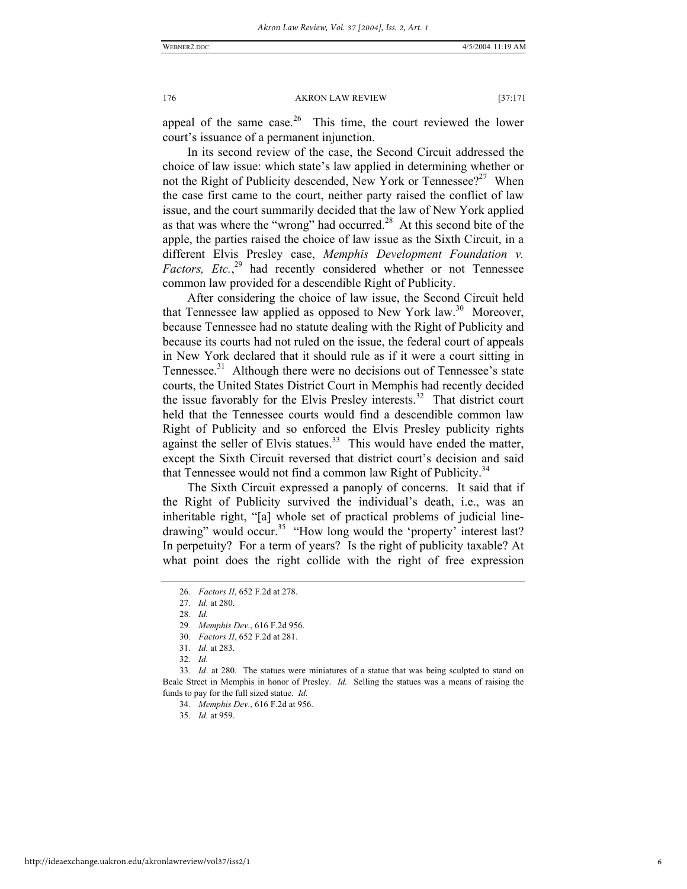appeal of the same case.[26] This time, the court reviewed the lower court's issuance of a permanent injunction.

In its second review of the case, the Second Circuit addressed the choice of law issue: which state's law applied in determining whether or not the Right of Publicity descended, New York or Tennessee?[27] When the case first came to the court, neither party raised the conflict of law issue, and the court summarily decided that the law of New York applied as that was where the "wrong" had occurred.[28] At this second bite of the apple, the parties raised the choice of law issue as the Sixth Circuit, in a different Elvis Presley case, *Memphis Development Foundation v. Factors, Etc.*,[29] had recently considered whether or not Tennessee common law provided for a descendible Right of Publicity.

After considering the choice of law issue, the Second Circuit held that Tennessee law applied as opposed to New York law.[30] Moreover, because Tennessee had no statute dealing with the Right of Publicity and because its courts had not ruled on the issue, the federal court of appeals in New York declared that it should rule as if it were a court sitting in Tennessee.[31] Although there were no decisions out of Tennessee's state courts, the United States District Court in Memphis had recently decided the issue favorably for the Elvis Presley interests.[32] That district court held that the Tennessee courts would find a descendible common law Right of Publicity and so enforced the Elvis Presley publicity rights against the seller of Elvis statues.[33] This would have ended the matter, except the Sixth Circuit reversed that district court's decision and said that Tennessee would not find a common law Right of Publicity.[34]

The Sixth Circuit expressed a panoply of concerns. It said that if the Right of Publicity survived the individual's death, i.e., was an inheritable right, "[a] whole set of practical problems of judicial line-drawing" would occur.[35] "How long would the 'property' interest last? In perpetuity? For a term of years? Is the right of publicity taxable? At what point does the right collide with the right of free expression

---

26. *Factors II*, 652 F.2d at 278.

27. *Id.* at 280.

28. *Id.*

29. *Memphis Dev.*, 616 F.2d 956.

30. *Factors II*, 652 F.2d at 281.

31. *Id.* at 283.

32. *Id.*

33. *Id*. at 280. The statues were miniatures of a statue that was being sculpted to stand on Beale Street in Memphis in honor of Presley. *Id.* Selling the statues was a means of raising the funds to pay for the full sized statue. *Id.*

34. *Memphis Dev.*, 616 F.2d at 956.

35. *Id.* at 959.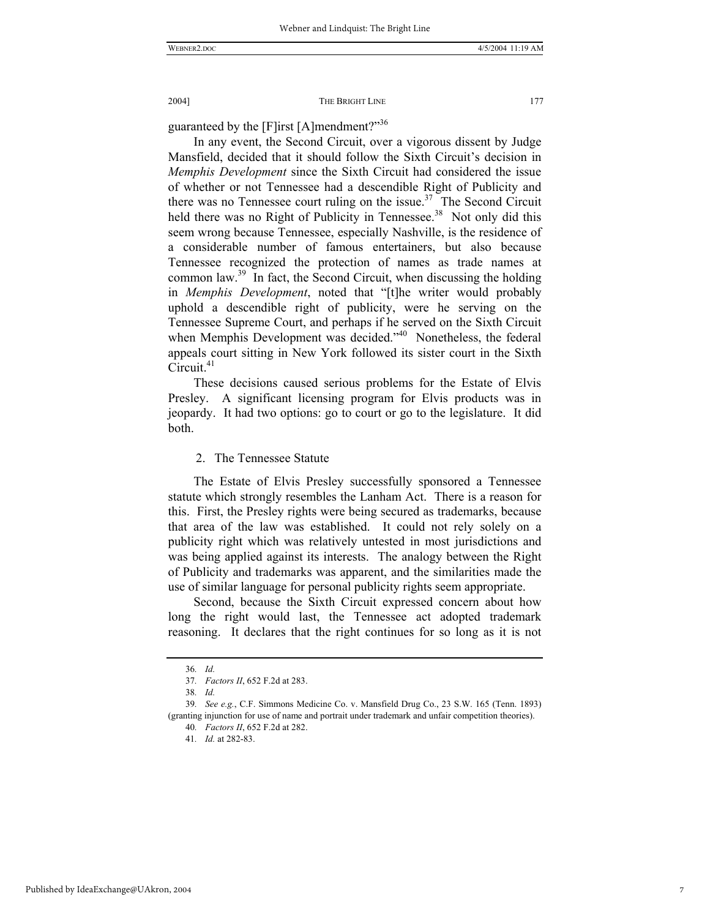guaranteed by the [F]irst [A]mendment?"[36]

In any event, the Second Circuit, over a vigorous dissent by Judge Mansfield, decided that it should follow the Sixth Circuit's decision in *Memphis Development* since the Sixth Circuit had considered the issue of whether or not Tennessee had a descendible Right of Publicity and there was no Tennessee court ruling on the issue.[37] The Second Circuit held there was no Right of Publicity in Tennessee.[38] Not only did this seem wrong because Tennessee, especially Nashville, is the residence of a considerable number of famous entertainers, but also because Tennessee recognized the protection of names as trade names at common law.[39] In fact, the Second Circuit, when discussing the holding in *Memphis Development*, noted that "[t]he writer would probably uphold a descendible right of publicity, were he serving on the Tennessee Supreme Court, and perhaps if he served on the Sixth Circuit when Memphis Development was decided."[40] Nonetheless, the federal appeals court sitting in New York followed its sister court in the Sixth Circuit.[41]

These decisions caused serious problems for the Estate of Elvis Presley. A significant licensing program for Elvis products was in jeopardy. It had two options: go to court or go to the legislature. It did both.

### 2. The Tennessee Statute

The Estate of Elvis Presley successfully sponsored a Tennessee statute which strongly resembles the Lanham Act. There is a reason for this. First, the Presley rights were being secured as trademarks, because that area of the law was established. It could not rely solely on a publicity right which was relatively untested in most jurisdictions and was being applied against its interests. The analogy between the Right of Publicity and trademarks was apparent, and the similarities made the use of similar language for personal publicity rights seem appropriate.

Second, because the Sixth Circuit expressed concern about how long the right would last, the Tennessee act adopted trademark reasoning. It declares that the right continues for so long as it is not

---

36. *Id.*

37. *Factors II*, 652 F.2d at 283.

38. *Id.*

39. *See e.g.*, C.F. Simmons Medicine Co. v. Mansfield Drug Co., 23 S.W. 165 (Tenn. 1893) (granting injunction for use of name and portrait under trademark and unfair competition theories).

40. *Factors II*, 652 F.2d at 282.

41. *Id.* at 282-83.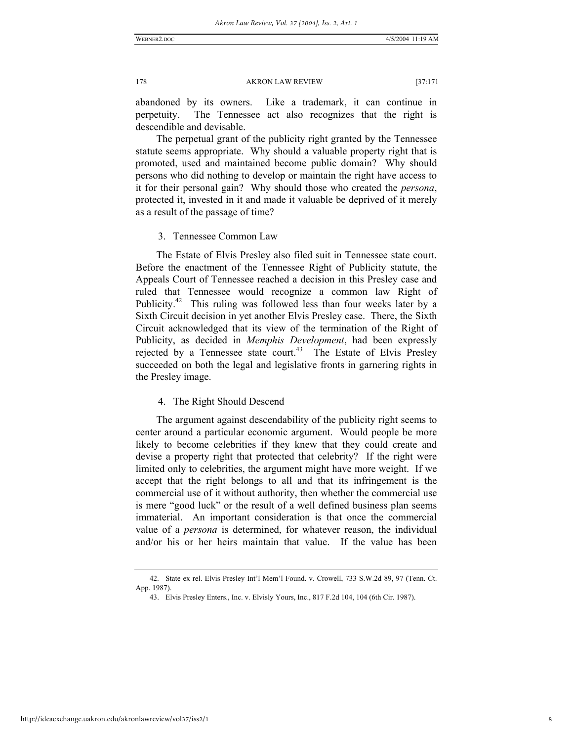abandoned by its owners. Like a trademark, it can continue in perpetuity. The Tennessee act also recognizes that the right is descendible and devisable.

The perpetual grant of the publicity right granted by the Tennessee statute seems appropriate. Why should a valuable property right that is promoted, used and maintained become public domain? Why should persons who did nothing to develop or maintain the right have access to it for their personal gain? Why should those who created the *persona*, protected it, invested in it and made it valuable be deprived of it merely as a result of the passage of time?

### 3. Tennessee Common Law

The Estate of Elvis Presley also filed suit in Tennessee state court. Before the enactment of the Tennessee Right of Publicity statute, the Appeals Court of Tennessee reached a decision in this Presley case and ruled that Tennessee would recognize a common law Right of Publicity.[42] This ruling was followed less than four weeks later by a Sixth Circuit decision in yet another Elvis Presley case. There, the Sixth Circuit acknowledged that its view of the termination of the Right of Publicity, as decided in *Memphis Development*, had been expressly rejected by a Tennessee state court.[43] The Estate of Elvis Presley succeeded on both the legal and legislative fronts in garnering rights in the Presley image.

### 4. The Right Should Descend

The argument against descendability of the publicity right seems to center around a particular economic argument. Would people be more likely to become celebrities if they knew that they could create and devise a property right that protected that celebrity? If the right were limited only to celebrities, the argument might have more weight. If we accept that the right belongs to all and that its infringement is the commercial use of it without authority, then whether the commercial use is mere "good luck" or the result of a well defined business plan seems immaterial. An important consideration is that once the commercial value of a *persona* is determined, for whatever reason, the individual and/or his or her heirs maintain that value. If the value has been

---

42. State ex rel. Elvis Presley Int'l Mem'l Found. v. Crowell, 733 S.W.2d 89, 97 (Tenn. Ct. App. 1987).

43. Elvis Presley Enters., Inc. v. Elvisly Yours, Inc., 817 F.2d 104, 104 (6th Cir. 1987).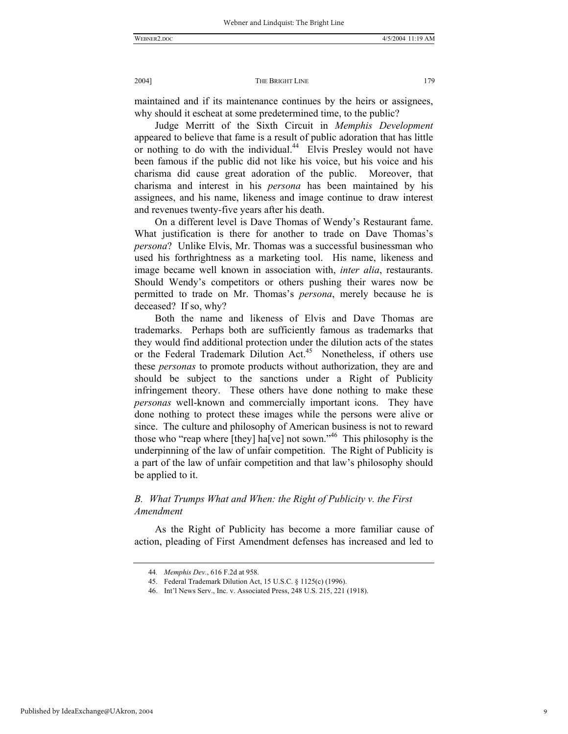maintained and if its maintenance continues by the heirs or assignees, why should it escheat at some predetermined time, to the public?

Judge Merritt of the Sixth Circuit in *Memphis Development* appeared to believe that fame is a result of public adoration that has little or nothing to do with the individual.[44] Elvis Presley would not have been famous if the public did not like his voice, but his voice and his charisma did cause great adoration of the public. Moreover, that charisma and interest in his *persona* has been maintained by his assignees, and his name, likeness and image continue to draw interest and revenues twenty-five years after his death.

On a different level is Dave Thomas of Wendy's Restaurant fame. What justification is there for another to trade on Dave Thomas's *persona*? Unlike Elvis, Mr. Thomas was a successful businessman who used his forthrightness as a marketing tool. His name, likeness and image became well known in association with, *inter alia*, restaurants. Should Wendy's competitors or others pushing their wares now be permitted to trade on Mr. Thomas's *persona*, merely because he is deceased? If so, why?

Both the name and likeness of Elvis and Dave Thomas are trademarks. Perhaps both are sufficiently famous as trademarks that they would find additional protection under the dilution acts of the states or the Federal Trademark Dilution Act.[45] Nonetheless, if others use these *personas* to promote products without authorization, they are and should be subject to the sanctions under a Right of Publicity infringement theory. These others have done nothing to make these *personas* well-known and commercially important icons. They have done nothing to protect these images while the persons were alive or since. The culture and philosophy of American business is not to reward those who "reap where [they] ha[ve] not sown."[46] This philosophy is the underpinning of the law of unfair competition. The Right of Publicity is a part of the law of unfair competition and that law's philosophy should be applied to it.

### *B. What Trumps What and When: the Right of Publicity v. the First Amendment*

As the Right of Publicity has become a more familiar cause of action, pleading of First Amendment defenses has increased and led to

---

44. *Memphis Dev.*, 616 F.2d at 958.

45. Federal Trademark Dilution Act, 15 U.S.C. § 1125(c) (1996).

46. Int'l News Serv., Inc. v. Associated Press, 248 U.S. 215, 221 (1918).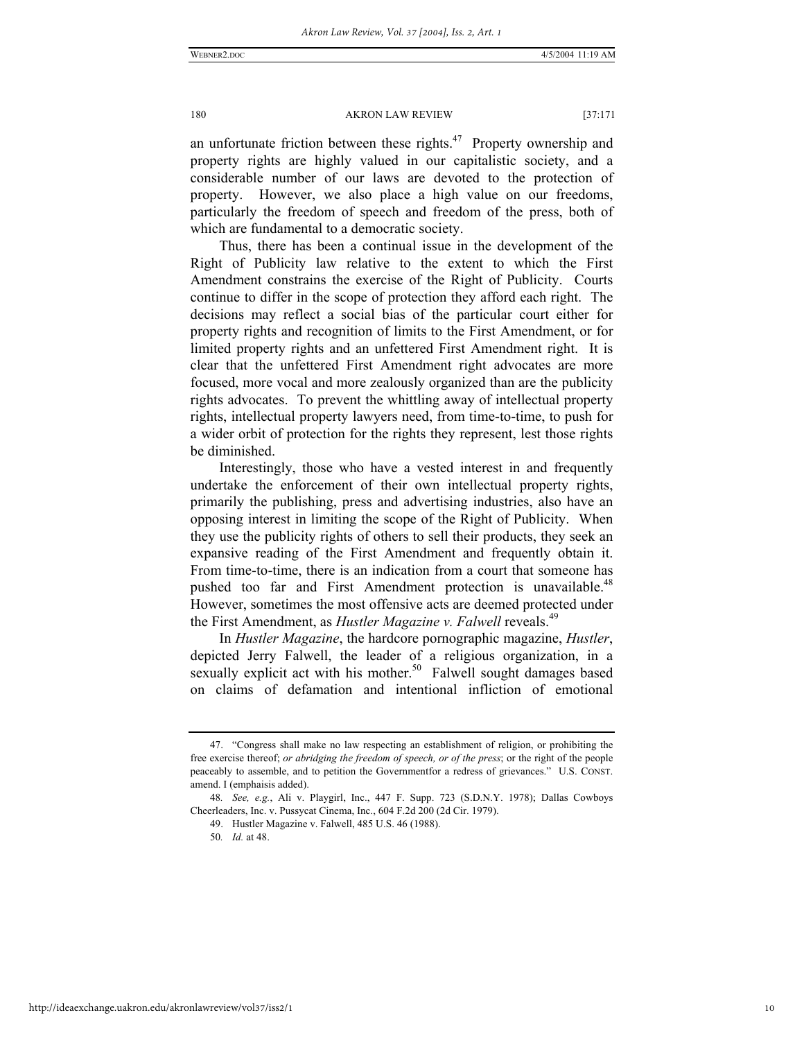an unfortunate friction between these rights.[47] Property ownership and property rights are highly valued in our capitalistic society, and a considerable number of our laws are devoted to the protection of property. However, we also place a high value on our freedoms, particularly the freedom of speech and freedom of the press, both of which are fundamental to a democratic society.

Thus, there has been a continual issue in the development of the Right of Publicity law relative to the extent to which the First Amendment constrains the exercise of the Right of Publicity. Courts continue to differ in the scope of protection they afford each right. The decisions may reflect a social bias of the particular court either for property rights and recognition of limits to the First Amendment, or for limited property rights and an unfettered First Amendment right. It is clear that the unfettered First Amendment right advocates are more focused, more vocal and more zealously organized than are the publicity rights advocates. To prevent the whittling away of intellectual property rights, intellectual property lawyers need, from time-to-time, to push for a wider orbit of protection for the rights they represent, lest those rights be diminished.

Interestingly, those who have a vested interest in and frequently undertake the enforcement of their own intellectual property rights, primarily the publishing, press and advertising industries, also have an opposing interest in limiting the scope of the Right of Publicity. When they use the publicity rights of others to sell their products, they seek an expansive reading of the First Amendment and frequently obtain it. From time-to-time, there is an indication from a court that someone has pushed too far and First Amendment protection is unavailable.[48] However, sometimes the most offensive acts are deemed protected under the First Amendment, as *Hustler Magazine v. Falwell* reveals.[49]

In *Hustler Magazine*, the hardcore pornographic magazine, *Hustler*, depicted Jerry Falwell, the leader of a religious organization, in a sexually explicit act with his mother.[50] Falwell sought damages based on claims of defamation and intentional infliction of emotional

---

47. "Congress shall make no law respecting an establishment of religion, or prohibiting the free exercise thereof; *or abridging the freedom of speech, or of the press*; or the right of the people peaceably to assemble, and to petition the Governmentfor a redress of grievances." U.S. CONST. amend. I (emphaisis added).

48. *See, e.g.*, Ali v. Playgirl, Inc., 447 F. Supp. 723 (S.D.N.Y. 1978); Dallas Cowboys Cheerleaders, Inc. v. Pussycat Cinema, Inc., 604 F.2d 200 (2d Cir. 1979).

49. Hustler Magazine v. Falwell, 485 U.S. 46 (1988).

50. *Id.* at 48.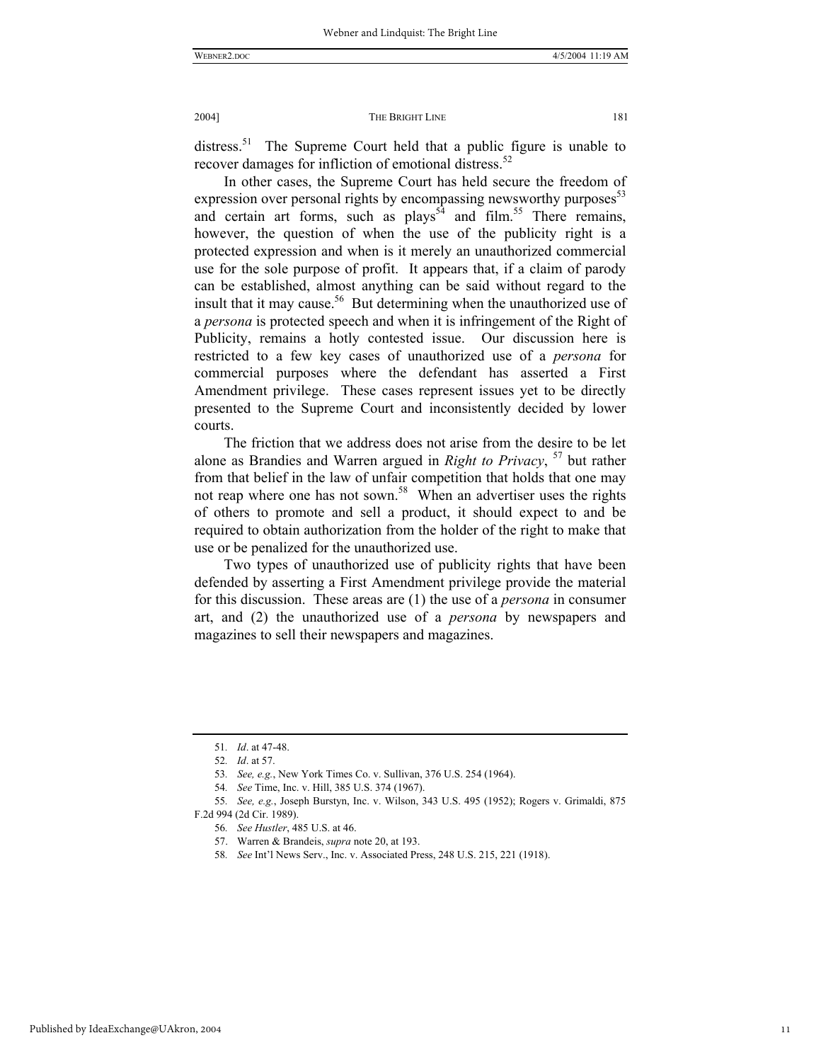distress.[51] The Supreme Court held that a public figure is unable to recover damages for infliction of emotional distress.[52]

In other cases, the Supreme Court has held secure the freedom of expression over personal rights by encompassing newsworthy purposes[53] and certain art forms, such as plays[54] and film.[55] There remains, however, the question of when the use of the publicity right is a protected expression and when is it merely an unauthorized commercial use for the sole purpose of profit. It appears that, if a claim of parody can be established, almost anything can be said without regard to the insult that it may cause.[56] But determining when the unauthorized use of a *persona* is protected speech and when it is infringement of the Right of Publicity, remains a hotly contested issue. Our discussion here is restricted to a few key cases of unauthorized use of a *persona* for commercial purposes where the defendant has asserted a First Amendment privilege. These cases represent issues yet to be directly presented to the Supreme Court and inconsistently decided by lower courts.

The friction that we address does not arise from the desire to be let alone as Brandies and Warren argued in *Right to Privacy*, [57] but rather from that belief in the law of unfair competition that holds that one may not reap where one has not sown.[58] When an advertiser uses the rights of others to promote and sell a product, it should expect to and be required to obtain authorization from the holder of the right to make that use or be penalized for the unauthorized use.

Two types of unauthorized use of publicity rights that have been defended by asserting a First Amendment privilege provide the material for this discussion. These areas are (1) the use of a *persona* in consumer art, and (2) the unauthorized use of a *persona* by newspapers and magazines to sell their newspapers and magazines.

---

51. *Id*. at 47-48.

52. *Id*. at 57.

53. *See, e.g.*, New York Times Co. v. Sullivan, 376 U.S. 254 (1964).

54. *See* Time, Inc. v. Hill, 385 U.S. 374 (1967).

55. *See, e.g.*, Joseph Burstyn, Inc. v. Wilson, 343 U.S. 495 (1952); Rogers v. Grimaldi, 875 F.2d 994 (2d Cir. 1989).

56. *See Hustler*, 485 U.S. at 46.

57. Warren & Brandeis, *supra* note 20, at 193.

58. *See* Int'l News Serv., Inc. v. Associated Press, 248 U.S. 215, 221 (1918).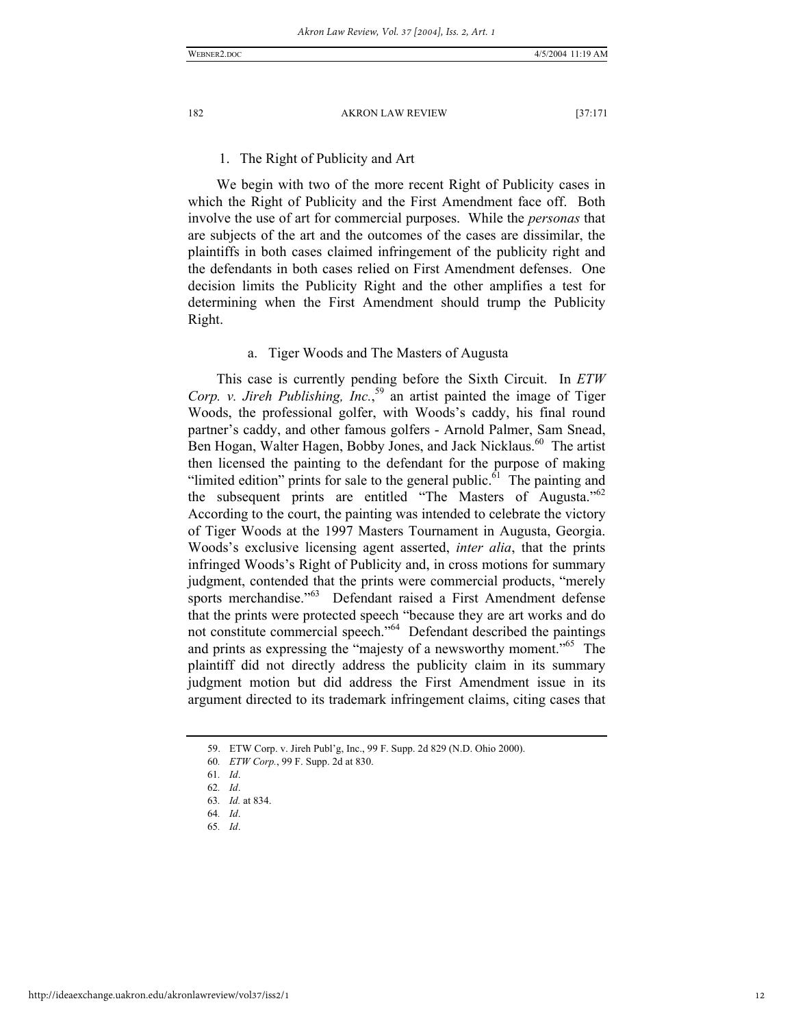### 1. The Right of Publicity and Art

We begin with two of the more recent Right of Publicity cases in which the Right of Publicity and the First Amendment face off. Both involve the use of art for commercial purposes. While the *personas* that are subjects of the art and the outcomes of the cases are dissimilar, the plaintiffs in both cases claimed infringement of the publicity right and the defendants in both cases relied on First Amendment defenses. One decision limits the Publicity Right and the other amplifies a test for determining when the First Amendment should trump the Publicity Right.

#### a. Tiger Woods and The Masters of Augusta

This case is currently pending before the Sixth Circuit. In *ETW Corp. v. Jireh Publishing, Inc.*,[59] an artist painted the image of Tiger Woods, the professional golfer, with Woods's caddy, his final round partner's caddy, and other famous golfers - Arnold Palmer, Sam Snead, Ben Hogan, Walter Hagen, Bobby Jones, and Jack Nicklaus.[60] The artist then licensed the painting to the defendant for the purpose of making "limited edition" prints for sale to the general public.[61] The painting and the subsequent prints are entitled "The Masters of Augusta."[62] According to the court, the painting was intended to celebrate the victory of Tiger Woods at the 1997 Masters Tournament in Augusta, Georgia. Woods's exclusive licensing agent asserted, *inter alia*, that the prints infringed Woods's Right of Publicity and, in cross motions for summary judgment, contended that the prints were commercial products, "merely sports merchandise."[63] Defendant raised a First Amendment defense that the prints were protected speech "because they are art works and do not constitute commercial speech."[64] Defendant described the paintings and prints as expressing the "majesty of a newsworthy moment."[65] The plaintiff did not directly address the publicity claim in its summary judgment motion but did address the First Amendment issue in its argument directed to its trademark infringement claims, citing cases that

---

59. ETW Corp. v. Jireh Publ'g, Inc., 99 F. Supp. 2d 829 (N.D. Ohio 2000).

60. *ETW Corp.*, 99 F. Supp. 2d at 830.

61. *Id*.

62. *Id*.

63. *Id.* at 834.

64. *Id*.

65. *Id*.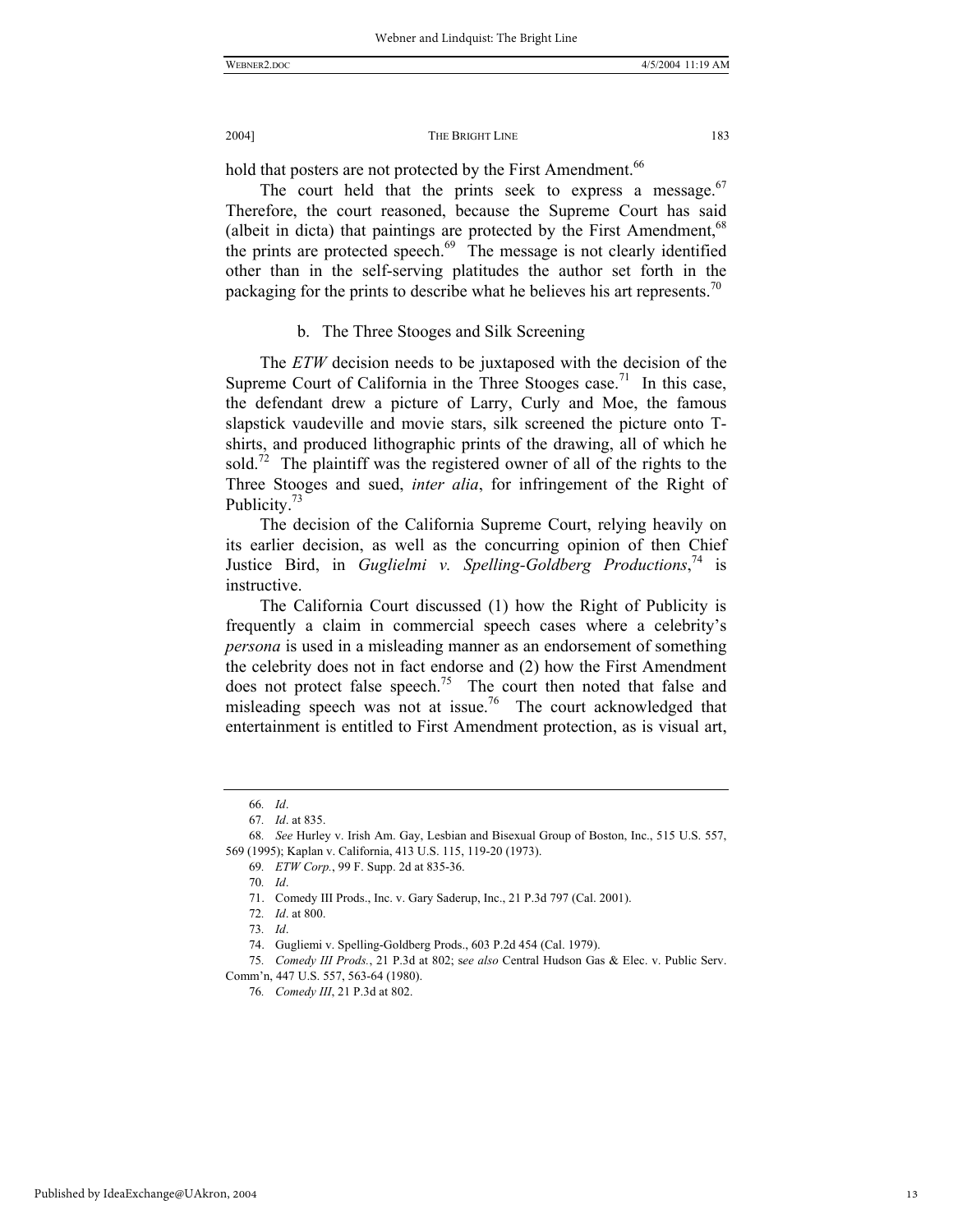hold that posters are not protected by the First Amendment.[66]

The court held that the prints seek to express a message.[67] Therefore, the court reasoned, because the Supreme Court has said (albeit in dicta) that paintings are protected by the First Amendment,[68] the prints are protected speech.[69] The message is not clearly identified other than in the self-serving platitudes the author set forth in the packaging for the prints to describe what he believes his art represents.[70]

### b. The Three Stooges and Silk Screening

The *ETW* decision needs to be juxtaposed with the decision of the Supreme Court of California in the Three Stooges case.[71] In this case, the defendant drew a picture of Larry, Curly and Moe, the famous slapstick vaudeville and movie stars, silk screened the picture onto T-shirts, and produced lithographic prints of the drawing, all of which he sold.[72] The plaintiff was the registered owner of all of the rights to the Three Stooges and sued, *inter alia*, for infringement of the Right of Publicity.[73]

The decision of the California Supreme Court, relying heavily on its earlier decision, as well as the concurring opinion of then Chief Justice Bird, in *Guglielmi v. Spelling-Goldberg Productions*,[74] is instructive.

The California Court discussed (1) how the Right of Publicity is frequently a claim in commercial speech cases where a celebrity's *persona* is used in a misleading manner as an endorsement of something the celebrity does not in fact endorse and (2) how the First Amendment does not protect false speech.[75] The court then noted that false and misleading speech was not at issue.[76] The court acknowledged that entertainment is entitled to First Amendment protection, as is visual art,

---

66. *Id*.

67. *Id*. at 835.

68. *See* Hurley v. Irish Am. Gay, Lesbian and Bisexual Group of Boston, Inc., 515 U.S. 557, 569 (1995); Kaplan v. California, 413 U.S. 115, 119-20 (1973).

69. *ETW Corp.*, 99 F. Supp. 2d at 835-36.

70. *Id*.

71. Comedy III Prods., Inc. v. Gary Saderup, Inc., 21 P.3d 797 (Cal. 2001).

72. *Id*. at 800.

73. *Id*.

74. Gugliemi v. Spelling-Goldberg Prods., 603 P.2d 454 (Cal. 1979).

75. *Comedy III Prods.*, 21 P.3d at 802; s*ee also* Central Hudson Gas & Elec. v. Public Serv. Comm'n, 447 U.S. 557, 563-64 (1980).

76. *Comedy III*, 21 P.3d at 802.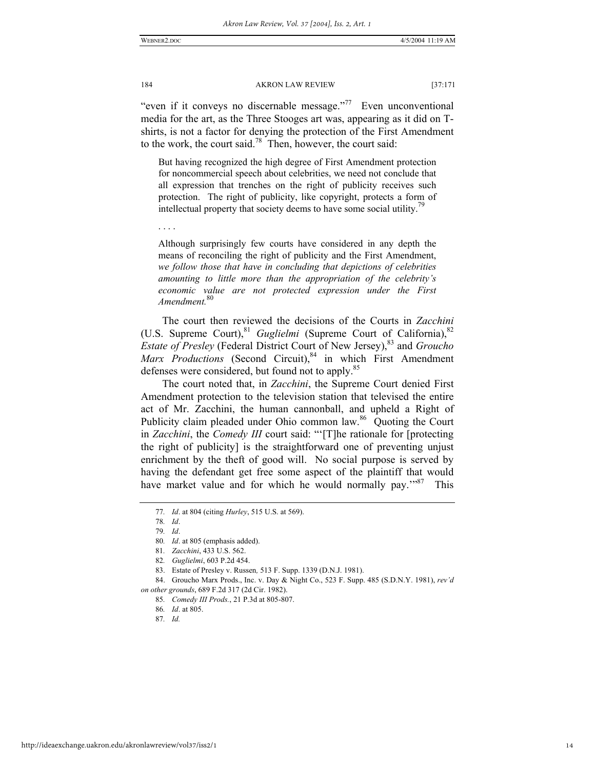"even if it conveys no discernable message."[77] Even unconventional media for the art, as the Three Stooges art was, appearing as it did on T-shirts, is not a factor for denying the protection of the First Amendment to the work, the court said.[78] Then, however, the court said:

> But having recognized the high degree of First Amendment protection for noncommercial speech about celebrities, we need not conclude that all expression that trenches on the right of publicity receives such protection. The right of publicity, like copyright, protects a form of intellectual property that society deems to have some social utility.[79]
>
> . . . .
>
> Although surprisingly few courts have considered in any depth the means of reconciling the right of publicity and the First Amendment, *we follow those that have in concluding that depictions of celebrities amounting to little more than the appropriation of the celebrity's economic value are not protected expression under the First Amendment.*[80]

The court then reviewed the decisions of the Courts in *Zacchini* (U.S. Supreme Court),[81] *Guglielmi* (Supreme Court of California),[82] *Estate of Presley* (Federal District Court of New Jersey),[83] and *Groucho Marx Productions* (Second Circuit),[84] in which First Amendment defenses were considered, but found not to apply.[85]

The court noted that, in *Zacchini*, the Supreme Court denied First Amendment protection to the television station that televised the entire act of Mr. Zacchini, the human cannonball, and upheld a Right of Publicity claim pleaded under Ohio common law.[86] Quoting the Court in *Zacchini*, the *Comedy III* court said: "'[T]he rationale for [protecting the right of publicity] is the straightforward one of preventing unjust enrichment by the theft of good will. No social purpose is served by having the defendant get free some aspect of the plaintiff that would have market value and for which he would normally pay.'"[87] This

---

77. *Id*. at 804 (citing *Hurley*, 515 U.S. at 569).

78. *Id*.

79. *Id*.

80. *Id*. at 805 (emphasis added).

81. *Zacchini*, 433 U.S. 562.

82. *Guglielmi*, 603 P.2d 454.

83. Estate of Presley v. Russen*,* 513 F. Supp. 1339 (D.N.J. 1981).

84. Groucho Marx Prods., Inc. v. Day & Night Co., 523 F. Supp. 485 (S.D.N.Y. 1981), *rev'd on other grounds*, 689 F.2d 317 (2d Cir. 1982).

85. *Comedy III Prods.*, 21 P.3d at 805-807.

86. *Id*. at 805.

87. *Id.*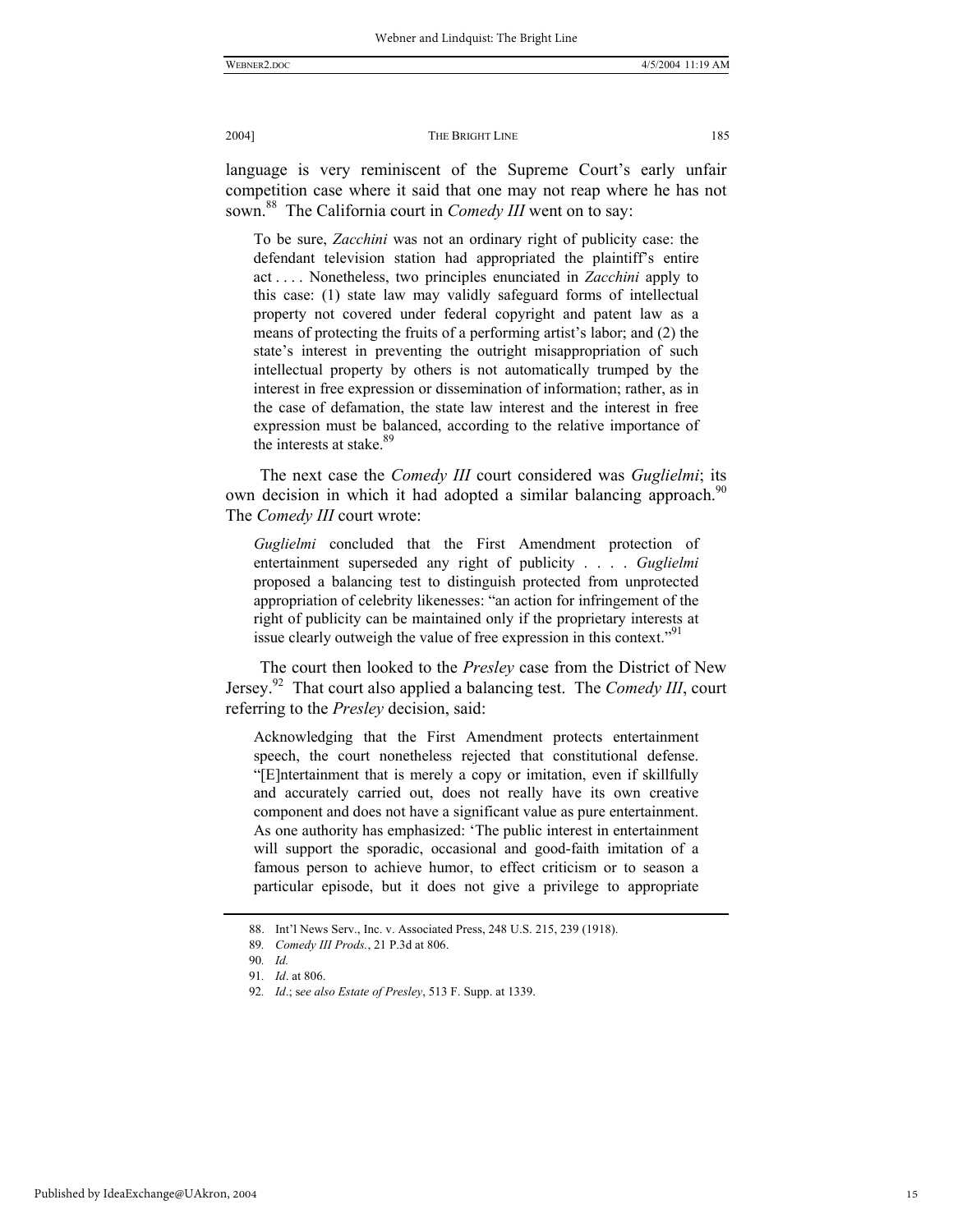language is very reminiscent of the Supreme Court's early unfair competition case where it said that one may not reap where he has not sown.[88] The California court in *Comedy III* went on to say:

> To be sure, *Zacchini* was not an ordinary right of publicity case: the defendant television station had appropriated the plaintiff's entire act . . . . Nonetheless, two principles enunciated in *Zacchini* apply to this case: (1) state law may validly safeguard forms of intellectual property not covered under federal copyright and patent law as a means of protecting the fruits of a performing artist's labor; and (2) the state's interest in preventing the outright misappropriation of such intellectual property by others is not automatically trumped by the interest in free expression or dissemination of information; rather, as in the case of defamation, the state law interest and the interest in free expression must be balanced, according to the relative importance of the interests at stake.[89]

The next case the *Comedy III* court considered was *Guglielmi*; its own decision in which it had adopted a similar balancing approach.[90] The *Comedy III* court wrote:

> *Guglielmi* concluded that the First Amendment protection of entertainment superseded any right of publicity . . . . *Guglielmi* proposed a balancing test to distinguish protected from unprotected appropriation of celebrity likenesses: "an action for infringement of the right of publicity can be maintained only if the proprietary interests at issue clearly outweigh the value of free expression in this context."[91]

The court then looked to the *Presley* case from the District of New Jersey.[92] That court also applied a balancing test. The *Comedy III*, court referring to the *Presley* decision, said:

> Acknowledging that the First Amendment protects entertainment speech, the court nonetheless rejected that constitutional defense. "[E]ntertainment that is merely a copy or imitation, even if skillfully and accurately carried out, does not really have its own creative component and does not have a significant value as pure entertainment. As one authority has emphasized: 'The public interest in entertainment will support the sporadic, occasional and good-faith imitation of a famous person to achieve humor, to effect criticism or to season a particular episode, but it does not give a privilege to appropriate

---

88. Int'l News Serv., Inc. v. Associated Press, 248 U.S. 215, 239 (1918).

89. *Comedy III Prods.*, 21 P.3d at 806.

90. *Id.*

91. *Id*. at 806.

92. *Id*.; s*ee also Estate of Presley*, 513 F. Supp. at 1339.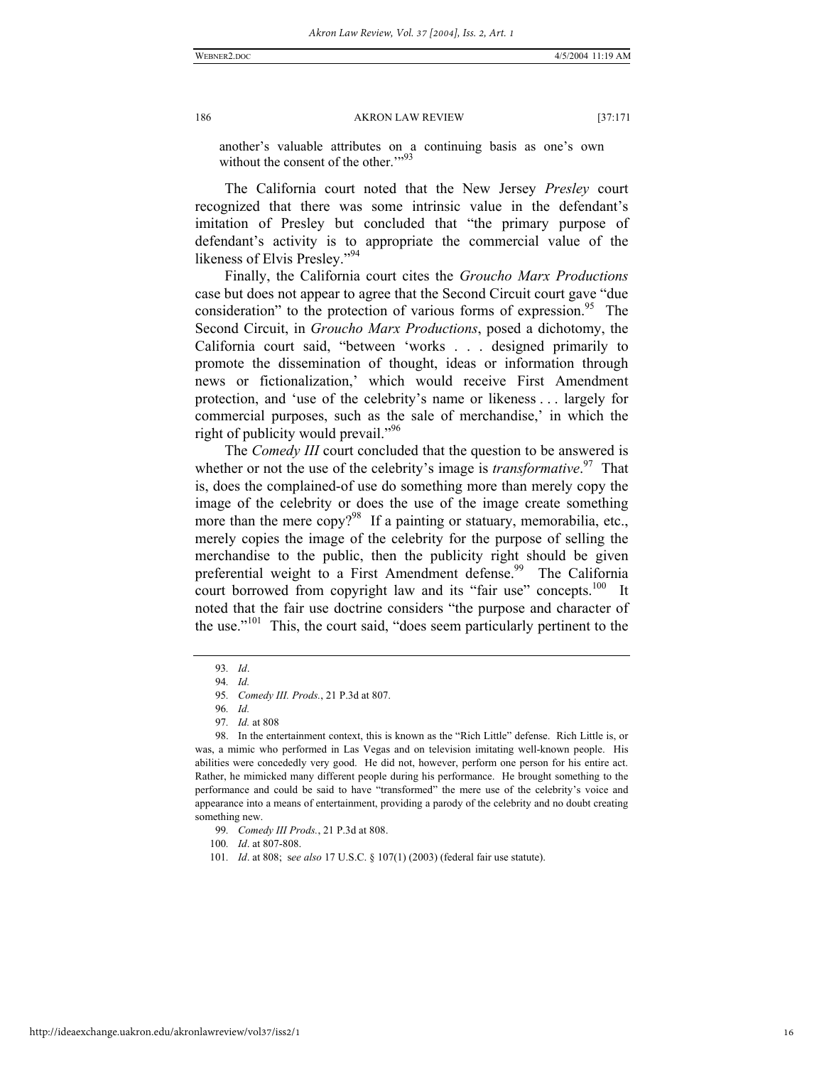another's valuable attributes on a continuing basis as one's own without the consent of the other.'"[93]

The California court noted that the New Jersey *Presley* court recognized that there was some intrinsic value in the defendant's imitation of Presley but concluded that "the primary purpose of defendant's activity is to appropriate the commercial value of the likeness of Elvis Presley."[94]

Finally, the California court cites the *Groucho Marx Productions* case but does not appear to agree that the Second Circuit court gave "due consideration" to the protection of various forms of expression.[95] The Second Circuit, in *Groucho Marx Productions*, posed a dichotomy, the California court said, "between 'works . . . designed primarily to promote the dissemination of thought, ideas or information through news or fictionalization,' which would receive First Amendment protection, and 'use of the celebrity's name or likeness . . . largely for commercial purposes, such as the sale of merchandise,' in which the right of publicity would prevail."[96]

The *Comedy III* court concluded that the question to be answered is whether or not the use of the celebrity's image is *transformative*.[97] That is, does the complained-of use do something more than merely copy the image of the celebrity or does the use of the image create something more than the mere copy?[98] If a painting or statuary, memorabilia, etc., merely copies the image of the celebrity for the purpose of selling the merchandise to the public, then the publicity right should be given preferential weight to a First Amendment defense.[99] The California court borrowed from copyright law and its "fair use" concepts.[100] It noted that the fair use doctrine considers "the purpose and character of the use."[101] This, the court said, "does seem particularly pertinent to the

---

93. *Id*.

94. *Id.*

95. *Comedy III. Prods.*, 21 P.3d at 807.

96. *Id.*

97. *Id.* at 808

98. In the entertainment context, this is known as the "Rich Little" defense. Rich Little is, or was, a mimic who performed in Las Vegas and on television imitating well-known people. His abilities were concededly very good. He did not, however, perform one person for his entire act. Rather, he mimicked many different people during his performance. He brought something to the performance and could be said to have "transformed" the mere use of the celebrity's voice and appearance into a means of entertainment, providing a parody of the celebrity and no doubt creating something new.

99. *Comedy III Prods.*, 21 P.3d at 808.

100. *Id*. at 807-808.

101. *Id*. at 808; *see also* 17 U.S.C. § 107(1) (2003) (federal fair use statute).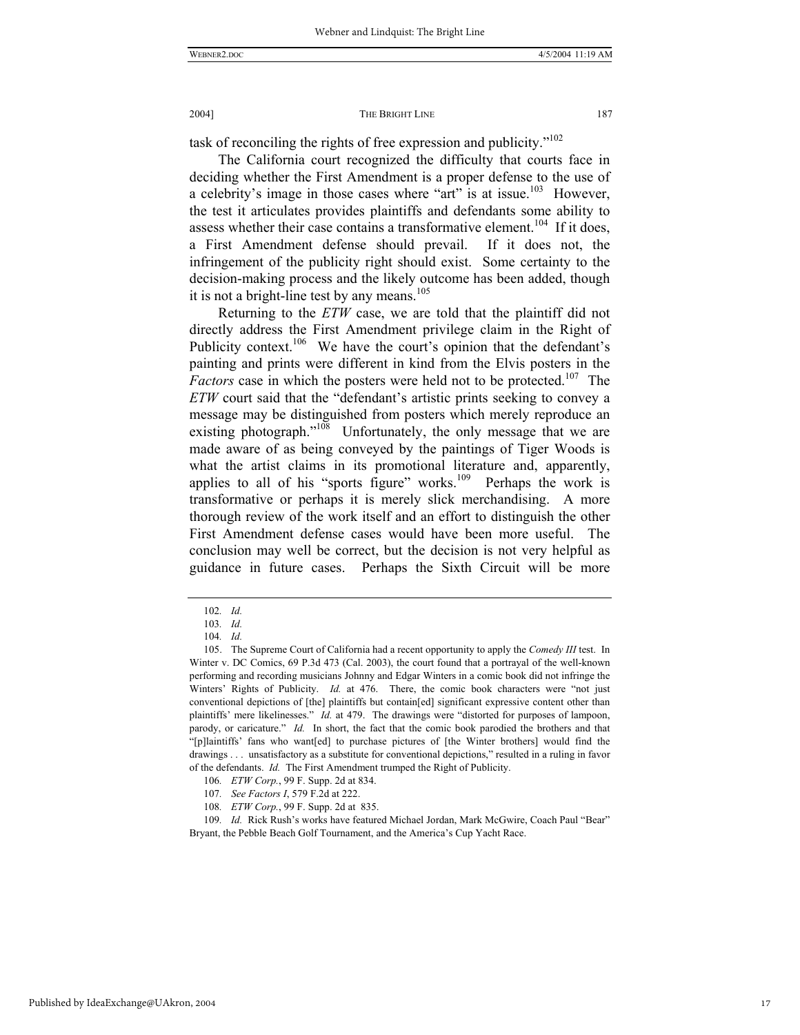task of reconciling the rights of free expression and publicity."[102]

The California court recognized the difficulty that courts face in deciding whether the First Amendment is a proper defense to the use of a celebrity's image in those cases where "art" is at issue.[103] However, the test it articulates provides plaintiffs and defendants some ability to assess whether their case contains a transformative element.[104] If it does, a First Amendment defense should prevail. If it does not, the infringement of the publicity right should exist. Some certainty to the decision-making process and the likely outcome has been added, though it is not a bright-line test by any means.[105]

Returning to the *ETW* case, we are told that the plaintiff did not directly address the First Amendment privilege claim in the Right of Publicity context.[106] We have the court's opinion that the defendant's painting and prints were different in kind from the Elvis posters in the *Factors* case in which the posters were held not to be protected.[107] The *ETW* court said that the "defendant's artistic prints seeking to convey a message may be distinguished from posters which merely reproduce an existing photograph."[108] Unfortunately, the only message that we are made aware of as being conveyed by the paintings of Tiger Woods is what the artist claims in its promotional literature and, apparently, applies to all of his "sports figure" works.[109] Perhaps the work is transformative or perhaps it is merely slick merchandising. A more thorough review of the work itself and an effort to distinguish the other First Amendment defense cases would have been more useful. The conclusion may well be correct, but the decision is not very helpful as guidance in future cases. Perhaps the Sixth Circuit will be more

---

102. *Id.*

103. *Id.*

104. *Id.*

105. The Supreme Court of California had a recent opportunity to apply the *Comedy III* test. In Winter v. DC Comics, 69 P.3d 473 (Cal. 2003), the court found that a portrayal of the well-known performing and recording musicians Johnny and Edgar Winters in a comic book did not infringe the Winters' Rights of Publicity. *Id.* at 476. There, the comic book characters were "not just conventional depictions of [the] plaintiffs but contain[ed] significant expressive content other than plaintiffs' mere likelinesses." *Id.* at 479. The drawings were "distorted for purposes of lampoon, parody, or caricature." *Id.* In short, the fact that the comic book parodied the brothers and that "[p]laintiffs' fans who want[ed] to purchase pictures of [the Winter brothers] would find the drawings . . . unsatisfactory as a substitute for conventional depictions," resulted in a ruling in favor of the defendants. *Id.* The First Amendment trumped the Right of Publicity.

106. *ETW Corp.*, 99 F. Supp. 2d at 834.

107. *See Factors I*, 579 F.2d at 222.

108. *ETW Corp.*, 99 F. Supp. 2d at 835.

109. *Id.* Rick Rush's works have featured Michael Jordan, Mark McGwire, Coach Paul "Bear" Bryant, the Pebble Beach Golf Tournament, and the America's Cup Yacht Race.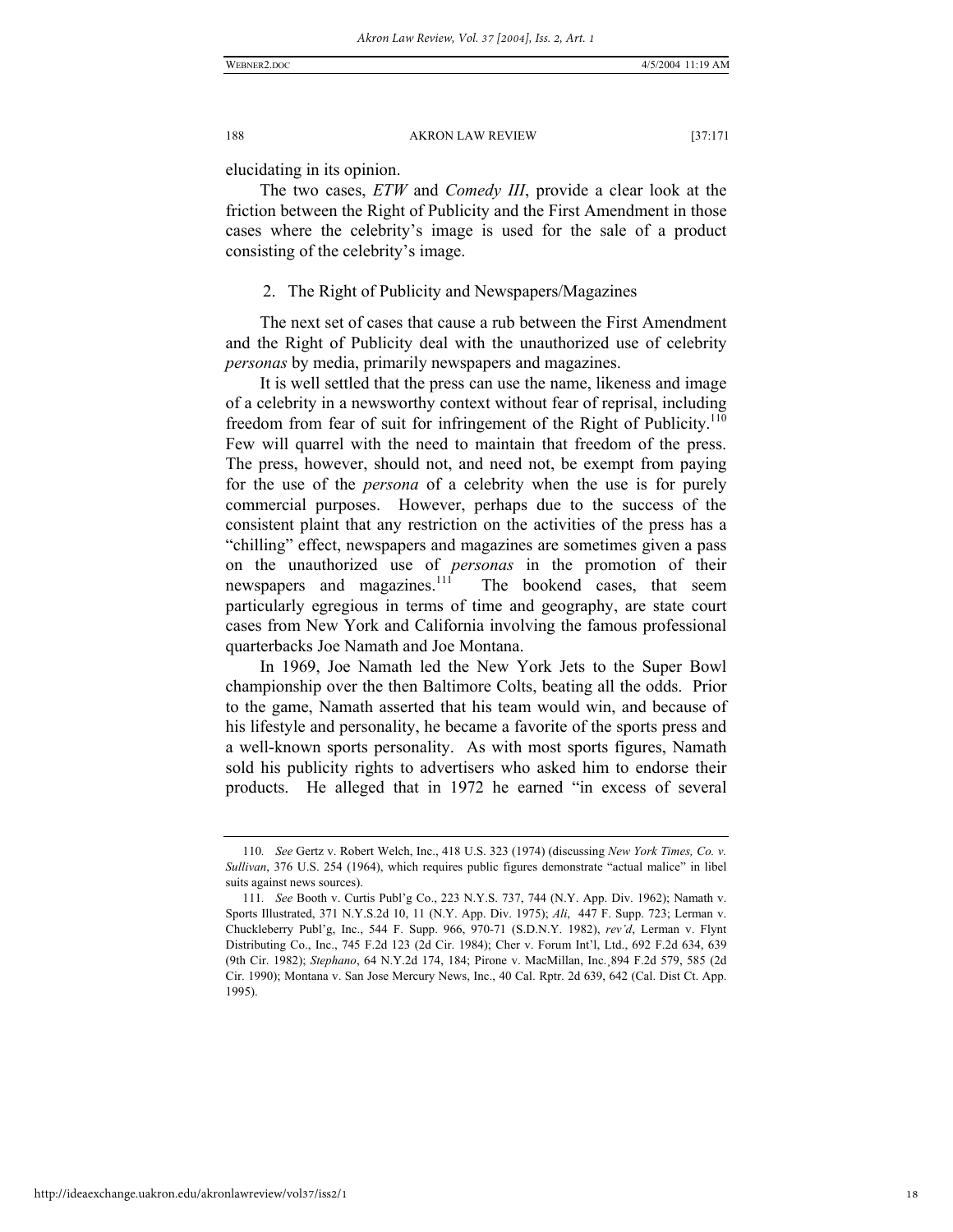elucidating in its opinion.

The two cases, *ETW* and *Comedy III*, provide a clear look at the friction between the Right of Publicity and the First Amendment in those cases where the celebrity's image is used for the sale of a product consisting of the celebrity's image.

### 2. The Right of Publicity and Newspapers/Magazines

The next set of cases that cause a rub between the First Amendment and the Right of Publicity deal with the unauthorized use of celebrity *personas* by media, primarily newspapers and magazines.

It is well settled that the press can use the name, likeness and image of a celebrity in a newsworthy context without fear of reprisal, including freedom from fear of suit for infringement of the Right of Publicity.[110] Few will quarrel with the need to maintain that freedom of the press. The press, however, should not, and need not, be exempt from paying for the use of the *persona* of a celebrity when the use is for purely commercial purposes. However, perhaps due to the success of the consistent plaint that any restriction on the activities of the press has a "chilling" effect, newspapers and magazines are sometimes given a pass on the unauthorized use of *personas* in the promotion of their newspapers and magazines.[111] The bookend cases, that seem particularly egregious in terms of time and geography, are state court cases from New York and California involving the famous professional quarterbacks Joe Namath and Joe Montana.

In 1969, Joe Namath led the New York Jets to the Super Bowl championship over the then Baltimore Colts, beating all the odds. Prior to the game, Namath asserted that his team would win, and because of his lifestyle and personality, he became a favorite of the sports press and a well-known sports personality. As with most sports figures, Namath sold his publicity rights to advertisers who asked him to endorse their products. He alleged that in 1972 he earned "in excess of several

---

110. *See* Gertz v. Robert Welch, Inc., 418 U.S. 323 (1974) (discussing *New York Times, Co. v. Sullivan*, 376 U.S. 254 (1964), which requires public figures demonstrate "actual malice" in libel suits against news sources).

111. *See* Booth v. Curtis Publ'g Co., 223 N.Y.S. 737, 744 (N.Y. App. Div. 1962); Namath v. Sports Illustrated, 371 N.Y.S.2d 10, 11 (N.Y. App. Div. 1975); *Ali*, 447 F. Supp. 723; Lerman v. Chuckleberry Publ'g, Inc., 544 F. Supp. 966, 970-71 (S.D.N.Y. 1982), *rev'd*, Lerman v. Flynt Distributing Co., Inc., 745 F.2d 123 (2d Cir. 1984); Cher v. Forum Int'l, Ltd., 692 F.2d 634, 639 (9th Cir. 1982); *Stephano*, 64 N.Y.2d 174, 184; Pirone v. MacMillan, Inc.,894 F.2d 579, 585 (2d Cir. 1990); Montana v. San Jose Mercury News, Inc., 40 Cal. Rptr. 2d 639, 642 (Cal. Dist Ct. App. 1995).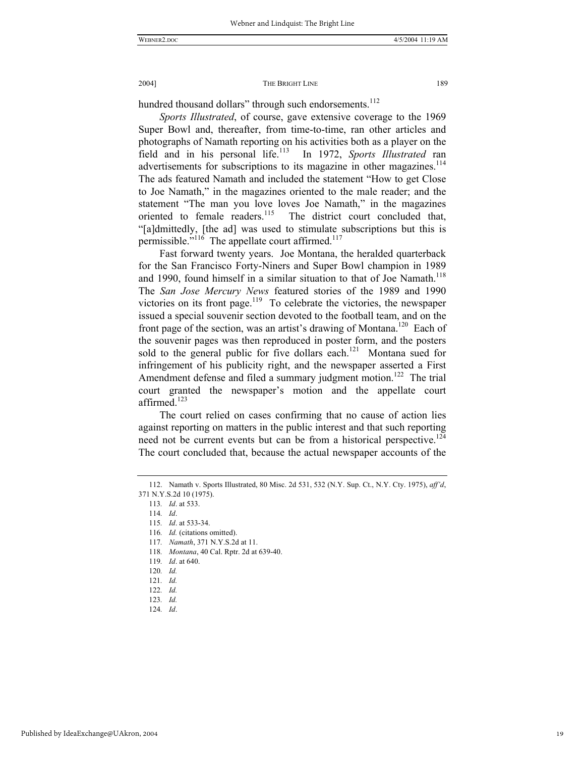hundred thousand dollars" through such endorsements.[112]

*Sports Illustrated*, of course, gave extensive coverage to the 1969 Super Bowl and, thereafter, from time-to-time, ran other articles and photographs of Namath reporting on his activities both as a player on the field and in his personal life.[113] In 1972, *Sports Illustrated* ran advertisements for subscriptions to its magazine in other magazines.[114] The ads featured Namath and included the statement "How to get Close to Joe Namath," in the magazines oriented to the male reader; and the statement "The man you love loves Joe Namath," in the magazines oriented to female readers.[115] The district court concluded that, "[a]dmittedly, [the ad] was used to stimulate subscriptions but this is permissible."[116] The appellate court affirmed.[117]

Fast forward twenty years. Joe Montana, the heralded quarterback for the San Francisco Forty-Niners and Super Bowl champion in 1989 and 1990, found himself in a similar situation to that of Joe Namath.[118] The *San Jose Mercury News* featured stories of the 1989 and 1990 victories on its front page.[119] To celebrate the victories, the newspaper issued a special souvenir section devoted to the football team, and on the front page of the section, was an artist's drawing of Montana.[120] Each of the souvenir pages was then reproduced in poster form, and the posters sold to the general public for five dollars each.[121] Montana sued for infringement of his publicity right, and the newspaper asserted a First Amendment defense and filed a summary judgment motion.[122] The trial court granted the newspaper's motion and the appellate court affirmed.[123]

The court relied on cases confirming that no cause of action lies against reporting on matters in the public interest and that such reporting need not be current events but can be from a historical perspective.[124] The court concluded that, because the actual newspaper accounts of the

---

112. Namath v. Sports Illustrated, 80 Misc. 2d 531, 532 (N.Y. Sup. Ct., N.Y. Cty. 1975), *aff'd*, 371 N.Y.S.2d 10 (1975).

113. *Id*. at 533.

114. *Id*.

115. *Id*. at 533-34.

116. *Id.* (citations omitted).

117. *Namath*, 371 N.Y.S.2d at 11.

118. *Montana*, 40 Cal. Rptr. 2d at 639-40.

119. *Id*. at 640.

120. *Id.*

121. *Id.*

122. *Id.*

123. *Id.*

124. *Id*.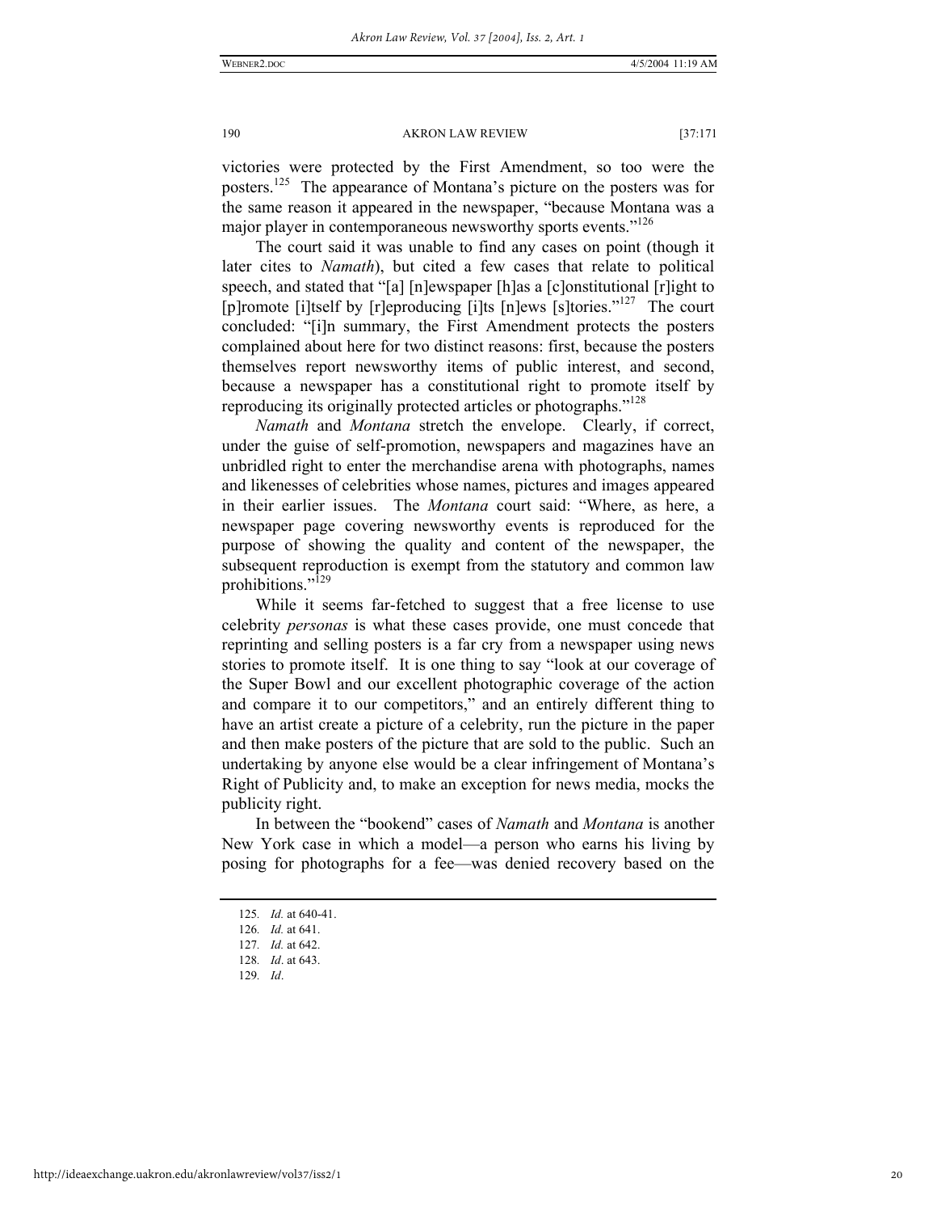victories were protected by the First Amendment, so too were the posters.[125] The appearance of Montana's picture on the posters was for the same reason it appeared in the newspaper, "because Montana was a major player in contemporaneous newsworthy sports events."[126]

The court said it was unable to find any cases on point (though it later cites to *Namath*), but cited a few cases that relate to political speech, and stated that "[a] [n]ewspaper [h]as a [c]onstitutional [r]ight to [p]romote [i]tself by [r]eproducing [i]ts [n]ews [s]tories."[127] The court concluded: "[i]n summary, the First Amendment protects the posters complained about here for two distinct reasons: first, because the posters themselves report newsworthy items of public interest, and second, because a newspaper has a constitutional right to promote itself by reproducing its originally protected articles or photographs."[128]

*Namath* and *Montana* stretch the envelope. Clearly, if correct, under the guise of self-promotion, newspapers and magazines have an unbridled right to enter the merchandise arena with photographs, names and likenesses of celebrities whose names, pictures and images appeared in their earlier issues. The *Montana* court said: "Where, as here, a newspaper page covering newsworthy events is reproduced for the purpose of showing the quality and content of the newspaper, the subsequent reproduction is exempt from the statutory and common law prohibitions."[129]

While it seems far-fetched to suggest that a free license to use celebrity *personas* is what these cases provide, one must concede that reprinting and selling posters is a far cry from a newspaper using news stories to promote itself. It is one thing to say "look at our coverage of the Super Bowl and our excellent photographic coverage of the action and compare it to our competitors," and an entirely different thing to have an artist create a picture of a celebrity, run the picture in the paper and then make posters of the picture that are sold to the public. Such an undertaking by anyone else would be a clear infringement of Montana's Right of Publicity and, to make an exception for news media, mocks the publicity right.

In between the "bookend" cases of *Namath* and *Montana* is another New York case in which a model—a person who earns his living by posing for photographs for a fee—was denied recovery based on the

125. *Id.* at 640-41.
126. *Id.* at 641.
127. *Id.* at 642.
128. *Id*. at 643.
129. *Id*.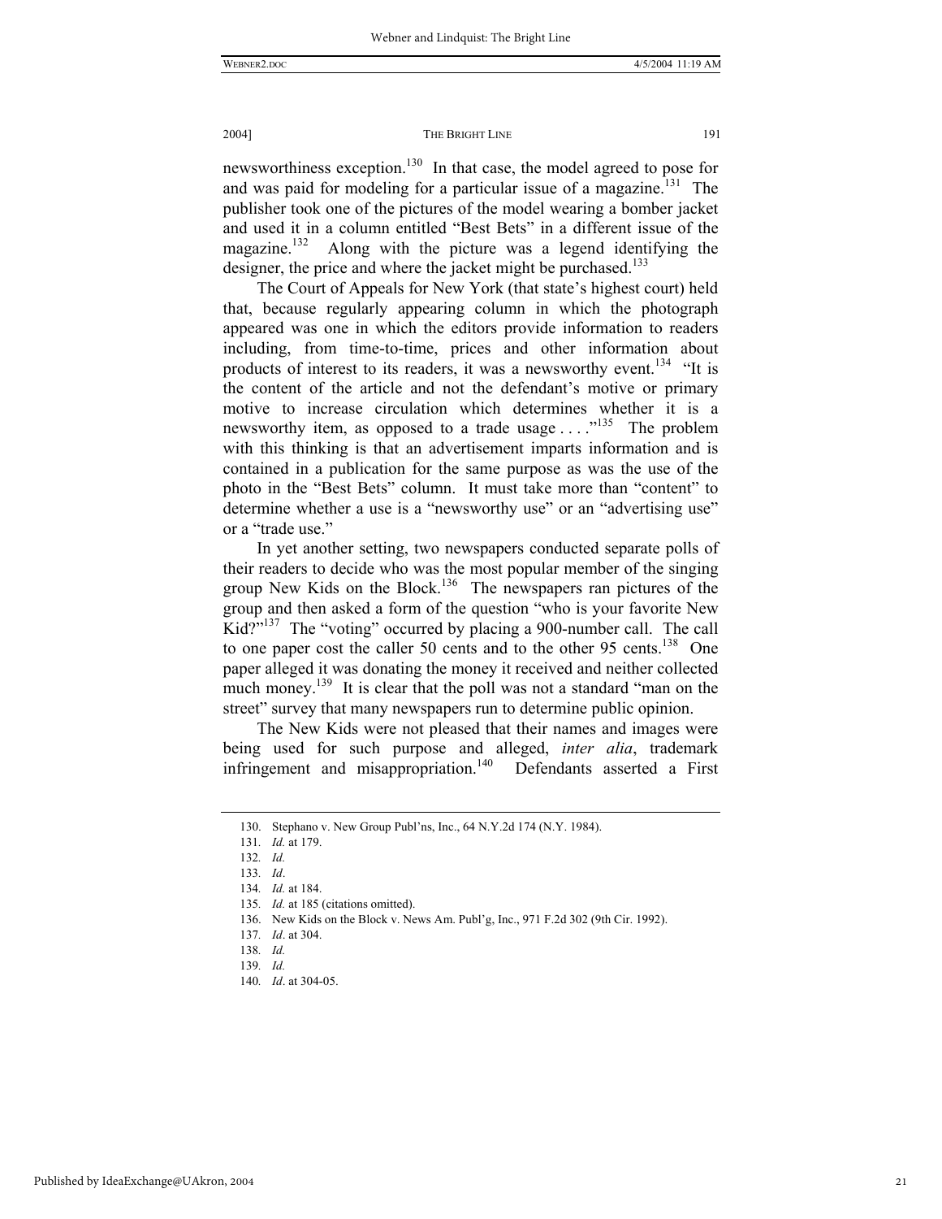newsworthiness exception.[130] In that case, the model agreed to pose for and was paid for modeling for a particular issue of a magazine.[131] The publisher took one of the pictures of the model wearing a bomber jacket and used it in a column entitled "Best Bets" in a different issue of the magazine.[132] Along with the picture was a legend identifying the designer, the price and where the jacket might be purchased.[133]

The Court of Appeals for New York (that state's highest court) held that, because regularly appearing column in which the photograph appeared was one in which the editors provide information to readers including, from time-to-time, prices and other information about products of interest to its readers, it was a newsworthy event.[134] "It is the content of the article and not the defendant's motive or primary motive to increase circulation which determines whether it is a newsworthy item, as opposed to a trade usage . . . ."[135] The problem with this thinking is that an advertisement imparts information and is contained in a publication for the same purpose as was the use of the photo in the "Best Bets" column. It must take more than "content" to determine whether a use is a "newsworthy use" or an "advertising use" or a "trade use."

In yet another setting, two newspapers conducted separate polls of their readers to decide who was the most popular member of the singing group New Kids on the Block.[136] The newspapers ran pictures of the group and then asked a form of the question "who is your favorite New Kid?"[137] The "voting" occurred by placing a 900-number call. The call to one paper cost the caller 50 cents and to the other 95 cents.[138] One paper alleged it was donating the money it received and neither collected much money.[139] It is clear that the poll was not a standard "man on the street" survey that many newspapers run to determine public opinion.

The New Kids were not pleased that their names and images were being used for such purpose and alleged, *inter alia*, trademark infringement and misappropriation.[140] Defendants asserted a First

---

130. Stephano v. New Group Publ'ns, Inc., 64 N.Y.2d 174 (N.Y. 1984).

131. *Id.* at 179.

132. *Id.*

133. *Id*.

134. *Id.* at 184.

135. *Id.* at 185 (citations omitted).

136. New Kids on the Block v. News Am. Publ'g, Inc., 971 F.2d 302 (9th Cir. 1992).

137. *Id*. at 304.

138. *Id.*

139. *Id.*

140. *Id*. at 304-05.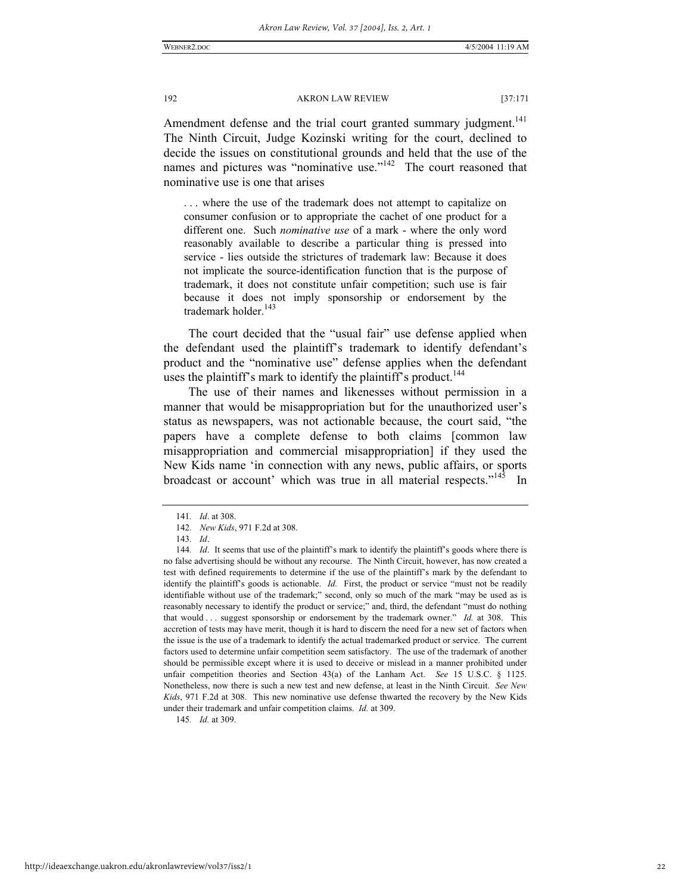Amendment defense and the trial court granted summary judgment.[141] The Ninth Circuit, Judge Kozinski writing for the court, declined to decide the issues on constitutional grounds and held that the use of the names and pictures was "nominative use."[142] The court reasoned that nominative use is one that arises

> . . . where the use of the trademark does not attempt to capitalize on consumer confusion or to appropriate the cachet of one product for a different one. Such *nominative use* of a mark - where the only word reasonably available to describe a particular thing is pressed into service - lies outside the strictures of trademark law: Because it does not implicate the source-identification function that is the purpose of trademark, it does not constitute unfair competition; such use is fair because it does not imply sponsorship or endorsement by the trademark holder.[143]

The court decided that the "usual fair" use defense applied when the defendant used the plaintiff's trademark to identify defendant's product and the "nominative use" defense applies when the defendant uses the plaintiff's mark to identify the plaintiff's product.[144]

The use of their names and likenesses without permission in a manner that would be misappropriation but for the unauthorized user's status as newspapers, was not actionable because, the court said, "the papers have a complete defense to both claims [common law misappropriation and commercial misappropriation] if they used the New Kids name 'in connection with any news, public affairs, or sports broadcast or account' which was true in all material respects."[145] In

---

141. *Id*. at 308.

142. *New Kids*, 971 F.2d at 308.

143. *Id*.

144. *Id*. It seems that use of the plaintiff's mark to identify the plaintiff's goods where there is no false advertising should be without any recourse. The Ninth Circuit, however, has now created a test with defined requirements to determine if the use of the plaintiff's mark by the defendant to identify the plaintiff's goods is actionable. *Id.* First, the product or service "must not be readily identifiable without use of the trademark;" second, only so much of the mark "may be used as is reasonably necessary to identify the product or service;" and, third, the defendant "must do nothing that would . . . suggest sponsorship or endorsement by the trademark owner." *Id.* at 308. This accretion of tests may have merit, though it is hard to discern the need for a new set of factors when the issue is the use of a trademark to identify the actual trademarked product or service. The current factors used to determine unfair competition seem satisfactory. The use of the trademark of another should be permissible except where it is used to deceive or mislead in a manner prohibited under unfair competition theories and Section 43(a) of the Lanham Act. *See* 15 U.S.C. § 1125. Nonetheless, now there is such a new test and new defense, at least in the Ninth Circuit. *See New Kids*, 971 F.2d at 308. This new nominative use defense thwarted the recovery by the New Kids under their trademark and unfair competition claims. *Id.* at 309.

145. *Id.* at 309.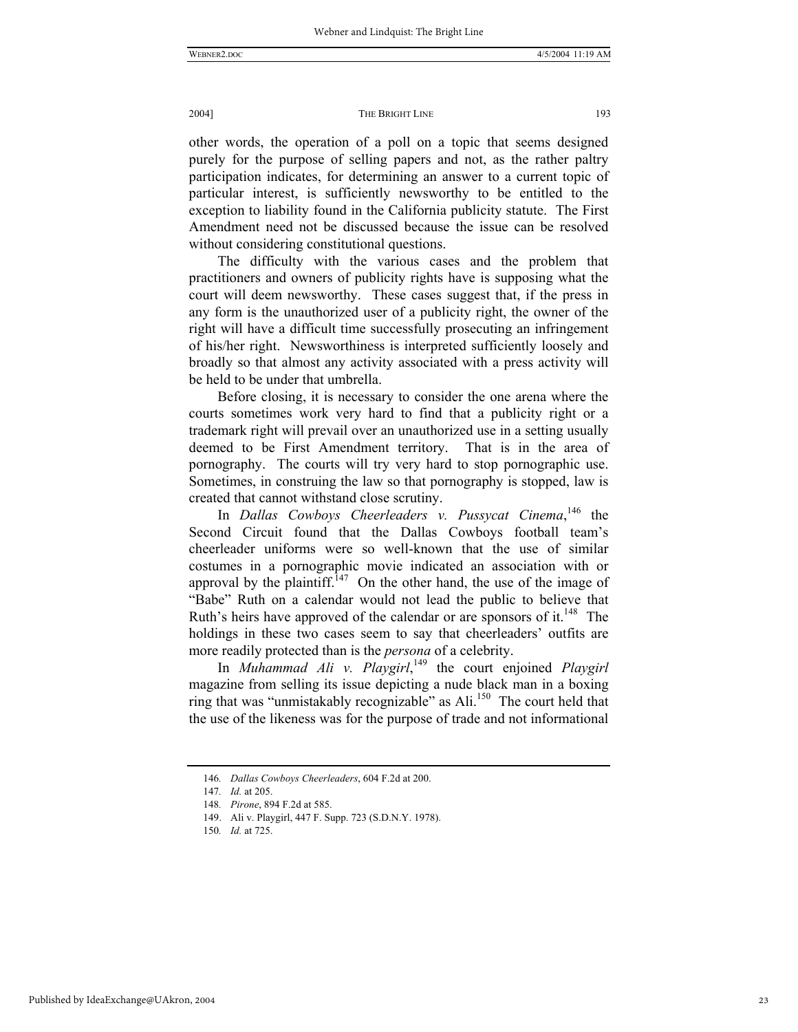other words, the operation of a poll on a topic that seems designed purely for the purpose of selling papers and not, as the rather paltry participation indicates, for determining an answer to a current topic of particular interest, is sufficiently newsworthy to be entitled to the exception to liability found in the California publicity statute. The First Amendment need not be discussed because the issue can be resolved without considering constitutional questions.

The difficulty with the various cases and the problem that practitioners and owners of publicity rights have is supposing what the court will deem newsworthy. These cases suggest that, if the press in any form is the unauthorized user of a publicity right, the owner of the right will have a difficult time successfully prosecuting an infringement of his/her right. Newsworthiness is interpreted sufficiently loosely and broadly so that almost any activity associated with a press activity will be held to be under that umbrella.

Before closing, it is necessary to consider the one arena where the courts sometimes work very hard to find that a publicity right or a trademark right will prevail over an unauthorized use in a setting usually deemed to be First Amendment territory. That is in the area of pornography. The courts will try very hard to stop pornographic use. Sometimes, in construing the law so that pornography is stopped, law is created that cannot withstand close scrutiny.

In *Dallas Cowboys Cheerleaders v. Pussycat Cinema*,[146] the Second Circuit found that the Dallas Cowboys football team's cheerleader uniforms were so well-known that the use of similar costumes in a pornographic movie indicated an association with or approval by the plaintiff.[147] On the other hand, the use of the image of "Babe" Ruth on a calendar would not lead the public to believe that Ruth's heirs have approved of the calendar or are sponsors of it.[148] The holdings in these two cases seem to say that cheerleaders' outfits are more readily protected than is the *persona* of a celebrity.

In *Muhammad Ali v. Playgirl*,[149] the court enjoined *Playgirl* magazine from selling its issue depicting a nude black man in a boxing ring that was "unmistakably recognizable" as Ali.[150] The court held that the use of the likeness was for the purpose of trade and not informational

---

146. *Dallas Cowboys Cheerleaders*, 604 F.2d at 200.

147. *Id.* at 205.

148. *Pirone*, 894 F.2d at 585.

149. Ali v. Playgirl, 447 F. Supp. 723 (S.D.N.Y. 1978).

150. *Id.* at 725.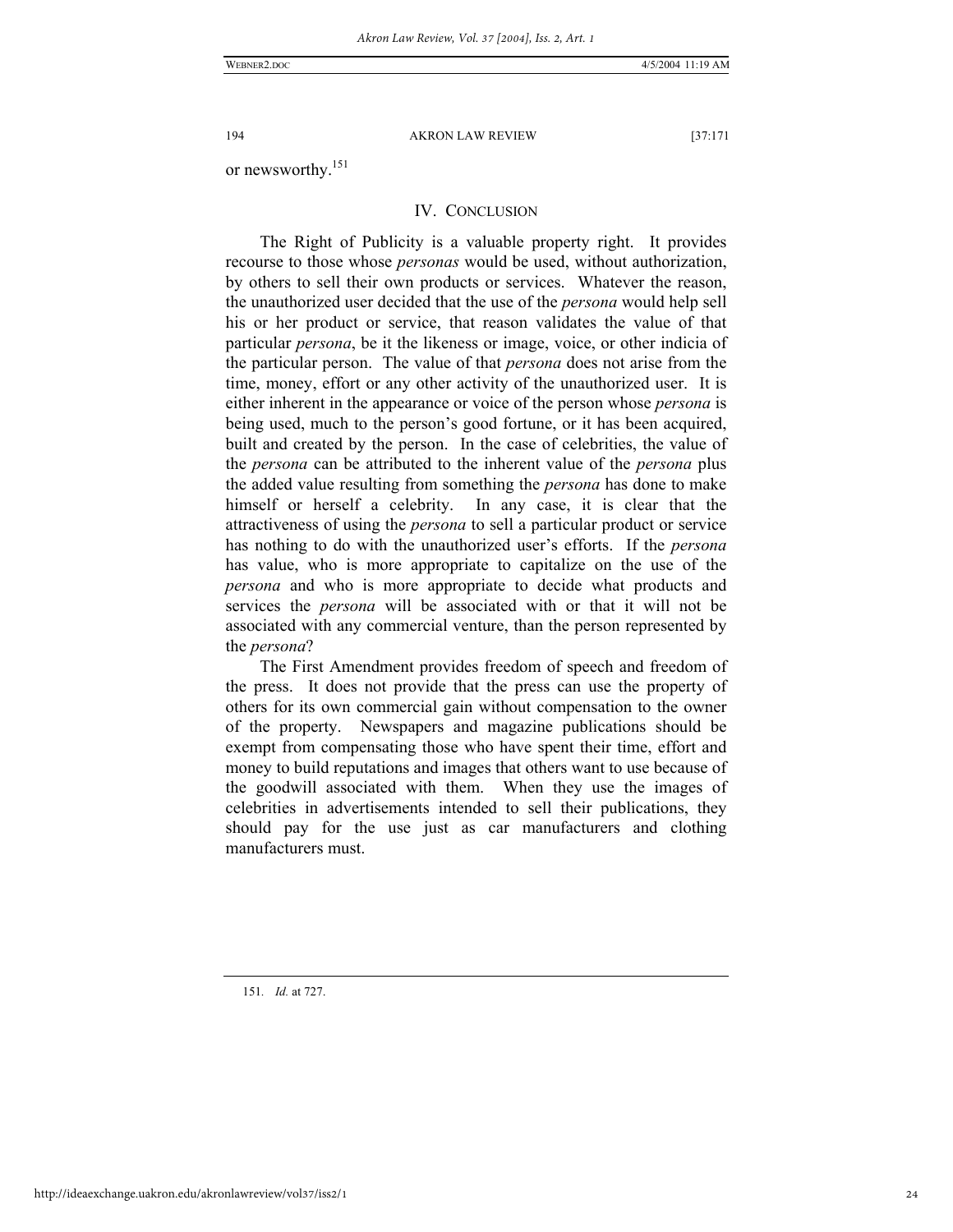or newsworthy.[151]

## IV. CONCLUSION

The Right of Publicity is a valuable property right. It provides recourse to those whose *personas* would be used, without authorization, by others to sell their own products or services. Whatever the reason, the unauthorized user decided that the use of the *persona* would help sell his or her product or service, that reason validates the value of that particular *persona*, be it the likeness or image, voice, or other indicia of the particular person. The value of that *persona* does not arise from the time, money, effort or any other activity of the unauthorized user. It is either inherent in the appearance or voice of the person whose *persona* is being used, much to the person's good fortune, or it has been acquired, built and created by the person. In the case of celebrities, the value of the *persona* can be attributed to the inherent value of the *persona* plus the added value resulting from something the *persona* has done to make himself or herself a celebrity. In any case, it is clear that the attractiveness of using the *persona* to sell a particular product or service has nothing to do with the unauthorized user's efforts. If the *persona* has value, who is more appropriate to capitalize on the use of the *persona* and who is more appropriate to decide what products and services the *persona* will be associated with or that it will not be associated with any commercial venture, than the person represented by the *persona*?

The First Amendment provides freedom of speech and freedom of the press. It does not provide that the press can use the property of others for its own commercial gain without compensation to the owner of the property. Newspapers and magazine publications should be exempt from compensating those who have spent their time, effort and money to build reputations and images that others want to use because of the goodwill associated with them. When they use the images of celebrities in advertisements intended to sell their publications, they should pay for the use just as car manufacturers and clothing manufacturers must.

---

151. *Id.* at 727.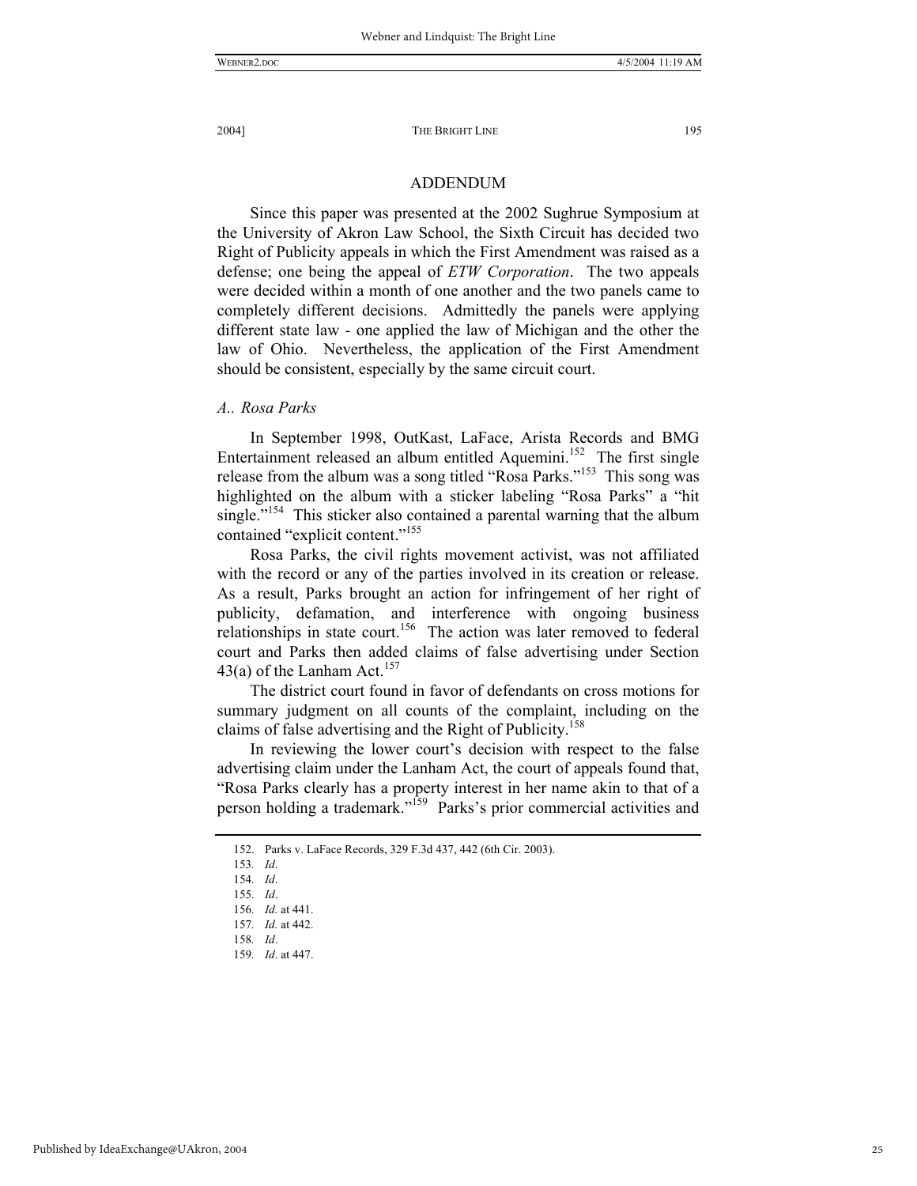## ADDENDUM

Since this paper was presented at the 2002 Sughrue Symposium at the University of Akron Law School, the Sixth Circuit has decided two Right of Publicity appeals in which the First Amendment was raised as a defense; one being the appeal of *ETW Corporation*. The two appeals were decided within a month of one another and the two panels came to completely different decisions. Admittedly the panels were applying different state law - one applied the law of Michigan and the other the law of Ohio. Nevertheless, the application of the First Amendment should be consistent, especially by the same circuit court.

### *A.. Rosa Parks*

In September 1998, OutKast, LaFace, Arista Records and BMG Entertainment released an album entitled Aquemini.[152] The first single release from the album was a song titled "Rosa Parks."[153] This song was highlighted on the album with a sticker labeling "Rosa Parks" a "hit single."[154] This sticker also contained a parental warning that the album contained "explicit content."[155]

Rosa Parks, the civil rights movement activist, was not affiliated with the record or any of the parties involved in its creation or release. As a result, Parks brought an action for infringement of her right of publicity, defamation, and interference with ongoing business relationships in state court.[156] The action was later removed to federal court and Parks then added claims of false advertising under Section 43(a) of the Lanham Act.[157]

The district court found in favor of defendants on cross motions for summary judgment on all counts of the complaint, including on the claims of false advertising and the Right of Publicity.[158]

In reviewing the lower court's decision with respect to the false advertising claim under the Lanham Act, the court of appeals found that, "Rosa Parks clearly has a property interest in her name akin to that of a person holding a trademark."[159] Parks's prior commercial activities and

---

152. Parks v. LaFace Records, 329 F.3d 437, 442 (6th Cir. 2003).

153. *Id*.

154. *Id*.

155. *Id*.

156. *Id.* at 441.

157. *Id.* at 442.

158. *Id*.

159. *Id*. at 447.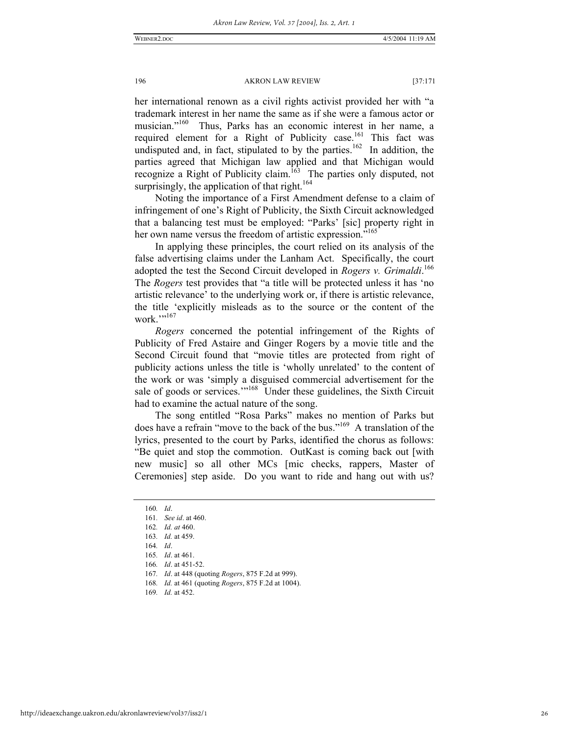her international renown as a civil rights activist provided her with "a trademark interest in her name the same as if she were a famous actor or musician."[160] Thus, Parks has an economic interest in her name, a required element for a Right of Publicity case.[161] This fact was undisputed and, in fact, stipulated to by the parties.[162] In addition, the parties agreed that Michigan law applied and that Michigan would recognize a Right of Publicity claim.[163] The parties only disputed, not surprisingly, the application of that right.[164]

Noting the importance of a First Amendment defense to a claim of infringement of one's Right of Publicity, the Sixth Circuit acknowledged that a balancing test must be employed: "Parks' [sic] property right in her own name versus the freedom of artistic expression."[165]

In applying these principles, the court relied on its analysis of the false advertising claims under the Lanham Act. Specifically, the court adopted the test the Second Circuit developed in *Rogers v. Grimaldi*.[166] The *Rogers* test provides that "a title will be protected unless it has 'no artistic relevance' to the underlying work or, if there is artistic relevance, the title 'explicitly misleads as to the source or the content of the work.'"[167]

*Rogers* concerned the potential infringement of the Rights of Publicity of Fred Astaire and Ginger Rogers by a movie title and the Second Circuit found that "movie titles are protected from right of publicity actions unless the title is 'wholly unrelated' to the content of the work or was 'simply a disguised commercial advertisement for the sale of goods or services.'"[168] Under these guidelines, the Sixth Circuit had to examine the actual nature of the song.

The song entitled "Rosa Parks" makes no mention of Parks but does have a refrain "move to the back of the bus."[169] A translation of the lyrics, presented to the court by Parks, identified the chorus as follows: "Be quiet and stop the commotion. OutKast is coming back out [with new music] so all other MCs [mic checks, rappers, Master of Ceremonies] step aside. Do you want to ride and hang out with us?

---

160. *Id*.
161. *See id*. at 460.
162. *Id. at* 460.
163. *Id.* at 459.
164. *Id*.
165. *Id*. at 461.
166. *Id*. at 451-52.
167. *Id*. at 448 (quoting *Rogers*, 875 F.2d at 999).
168. *Id.* at 461 (quoting *Rogers*, 875 F.2d at 1004).
169. *Id.* at 452.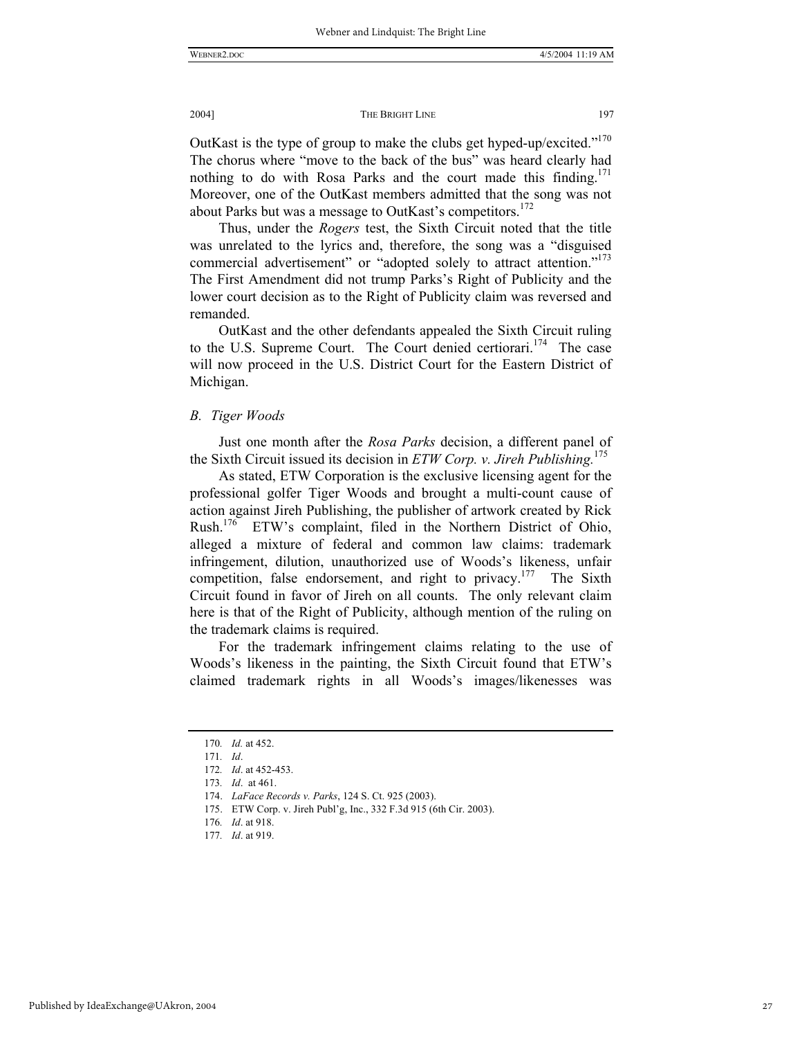OutKast is the type of group to make the clubs get hyped-up/excited."[170] The chorus where "move to the back of the bus" was heard clearly had nothing to do with Rosa Parks and the court made this finding.[171] Moreover, one of the OutKast members admitted that the song was not about Parks but was a message to OutKast's competitors.[172]

Thus, under the *Rogers* test, the Sixth Circuit noted that the title was unrelated to the lyrics and, therefore, the song was a "disguised commercial advertisement" or "adopted solely to attract attention."[173] The First Amendment did not trump Parks's Right of Publicity and the lower court decision as to the Right of Publicity claim was reversed and remanded.

OutKast and the other defendants appealed the Sixth Circuit ruling to the U.S. Supreme Court. The Court denied certiorari.[174] The case will now proceed in the U.S. District Court for the Eastern District of Michigan.

### *B. Tiger Woods*

Just one month after the *Rosa Parks* decision, a different panel of the Sixth Circuit issued its decision in *ETW Corp. v. Jireh Publishing.*[175]

As stated, ETW Corporation is the exclusive licensing agent for the professional golfer Tiger Woods and brought a multi-count cause of action against Jireh Publishing, the publisher of artwork created by Rick Rush.[176] ETW's complaint, filed in the Northern District of Ohio, alleged a mixture of federal and common law claims: trademark infringement, dilution, unauthorized use of Woods's likeness, unfair competition, false endorsement, and right to privacy.[177] The Sixth Circuit found in favor of Jireh on all counts. The only relevant claim here is that of the Right of Publicity, although mention of the ruling on the trademark claims is required.

For the trademark infringement claims relating to the use of Woods's likeness in the painting, the Sixth Circuit found that ETW's claimed trademark rights in all Woods's images/likenesses was

---

170. *Id.* at 452.
171. *Id*.
172. *Id*. at 452-453.
173. *Id*. at 461.
174. *LaFace Records v. Parks*, 124 S. Ct. 925 (2003).
175. ETW Corp. v. Jireh Publ'g, Inc., 332 F.3d 915 (6th Cir. 2003).
176. *Id*. at 918.
177. *Id*. at 919.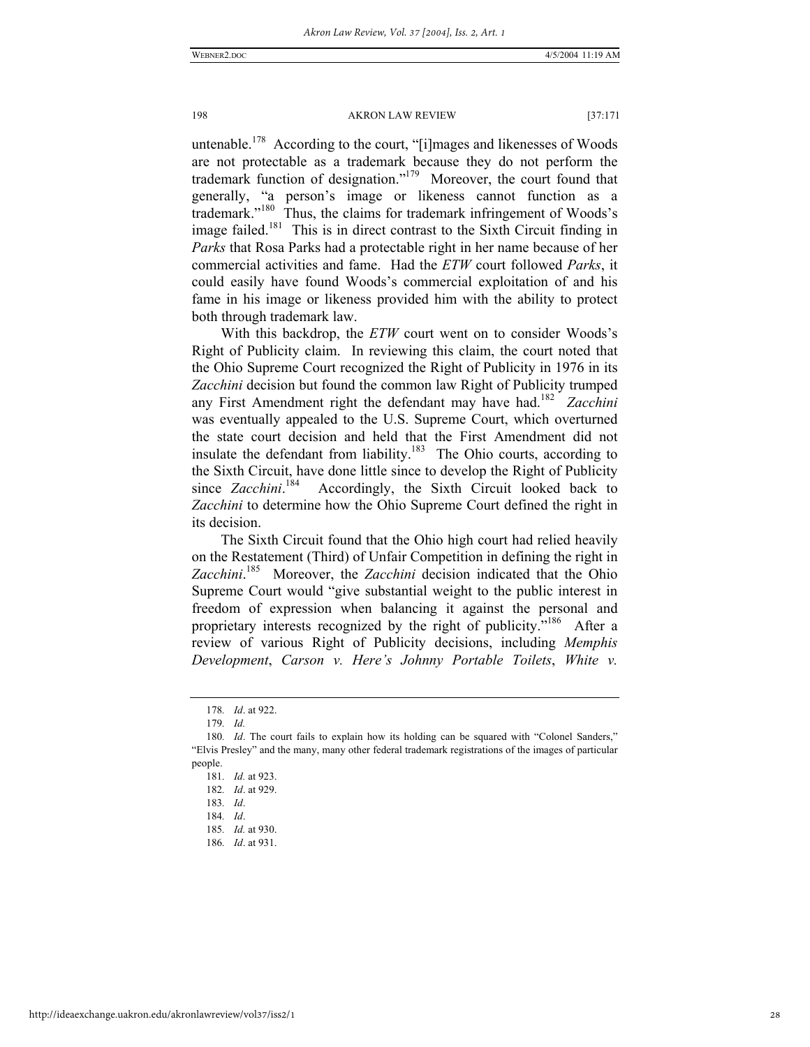untenable.[178] According to the court, "[i]mages and likenesses of Woods are not protectable as a trademark because they do not perform the trademark function of designation."[179] Moreover, the court found that generally, "a person's image or likeness cannot function as a trademark."[180] Thus, the claims for trademark infringement of Woods's image failed.[181] This is in direct contrast to the Sixth Circuit finding in *Parks* that Rosa Parks had a protectable right in her name because of her commercial activities and fame. Had the *ETW* court followed *Parks*, it could easily have found Woods's commercial exploitation of and his fame in his image or likeness provided him with the ability to protect both through trademark law.

With this backdrop, the *ETW* court went on to consider Woods's Right of Publicity claim. In reviewing this claim, the court noted that the Ohio Supreme Court recognized the Right of Publicity in 1976 in its *Zacchini* decision but found the common law Right of Publicity trumped any First Amendment right the defendant may have had.[182] *Zacchini* was eventually appealed to the U.S. Supreme Court, which overturned the state court decision and held that the First Amendment did not insulate the defendant from liability.[183] The Ohio courts, according to the Sixth Circuit, have done little since to develop the Right of Publicity since *Zacchini*.[184] Accordingly, the Sixth Circuit looked back to *Zacchini* to determine how the Ohio Supreme Court defined the right in its decision.

The Sixth Circuit found that the Ohio high court had relied heavily on the Restatement (Third) of Unfair Competition in defining the right in *Zacchini*.[185] Moreover, the *Zacchini* decision indicated that the Ohio Supreme Court would "give substantial weight to the public interest in freedom of expression when balancing it against the personal and proprietary interests recognized by the right of publicity."[186] After a review of various Right of Publicity decisions, including *Memphis Development*, *Carson v. Here's Johnny Portable Toilets*, *White v.*

---

178. *Id*. at 922.

179. *Id.*

180. *Id*. The court fails to explain how its holding can be squared with "Colonel Sanders," "Elvis Presley" and the many, many other federal trademark registrations of the images of particular people.

181. *Id.* at 923.

182. *Id*. at 929.

183. *Id*.

184. *Id*.

185. *Id.* at 930.

186. *Id*. at 931.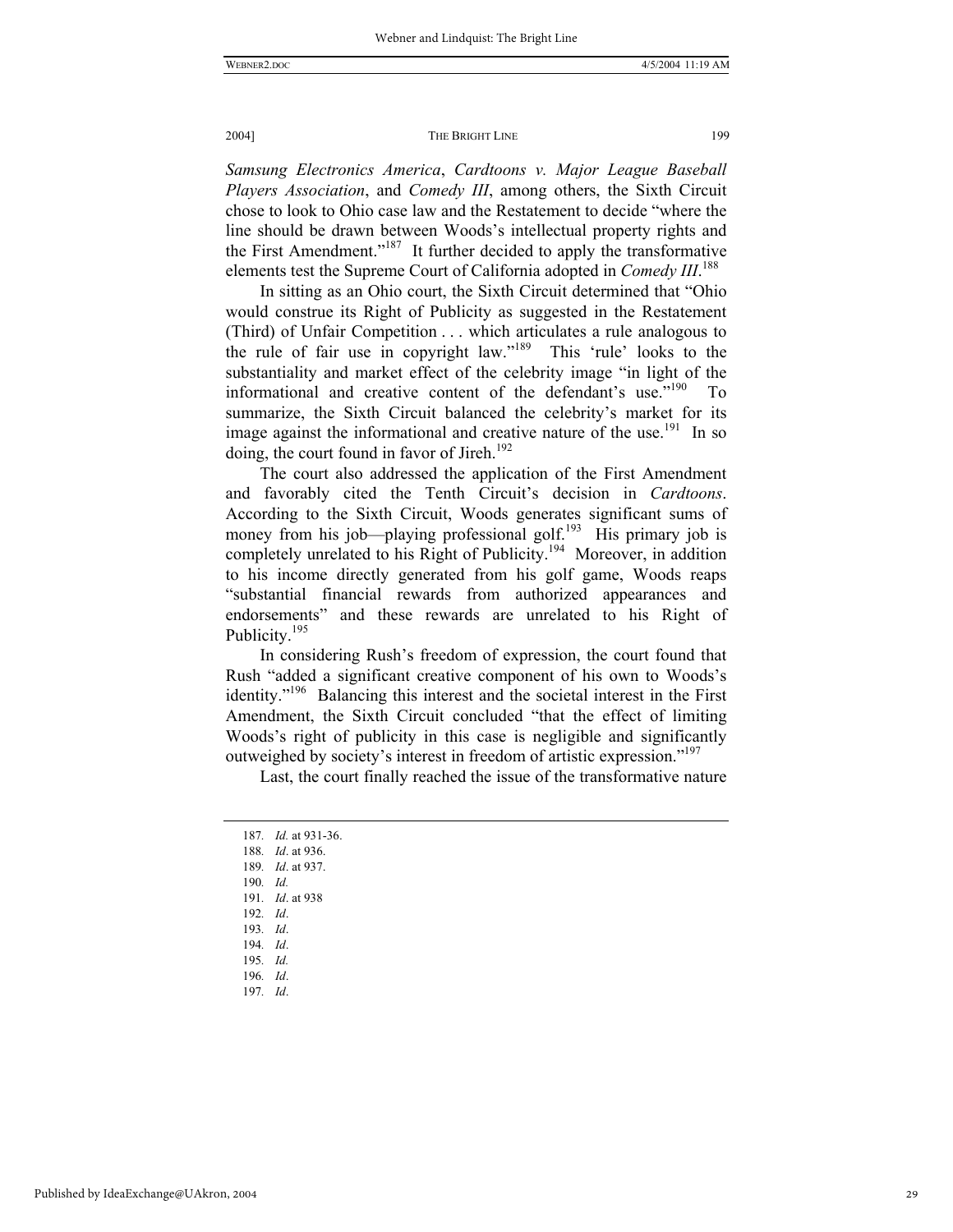*Samsung Electronics America*, *Cardtoons v. Major League Baseball Players Association*, and *Comedy III*, among others, the Sixth Circuit chose to look to Ohio case law and the Restatement to decide "where the line should be drawn between Woods's intellectual property rights and the First Amendment."[187] It further decided to apply the transformative elements test the Supreme Court of California adopted in *Comedy III*.[188]

In sitting as an Ohio court, the Sixth Circuit determined that "Ohio would construe its Right of Publicity as suggested in the Restatement (Third) of Unfair Competition . . . which articulates a rule analogous to the rule of fair use in copyright law."[189] This 'rule' looks to the substantiality and market effect of the celebrity image "in light of the informational and creative content of the defendant's use."[190] To summarize, the Sixth Circuit balanced the celebrity's market for its image against the informational and creative nature of the use.[191] In so doing, the court found in favor of Jireh.[192]

The court also addressed the application of the First Amendment and favorably cited the Tenth Circuit's decision in *Cardtoons*. According to the Sixth Circuit, Woods generates significant sums of money from his job—playing professional golf.[193] His primary job is completely unrelated to his Right of Publicity.[194] Moreover, in addition to his income directly generated from his golf game, Woods reaps "substantial financial rewards from authorized appearances and endorsements" and these rewards are unrelated to his Right of Publicity.[195]

In considering Rush's freedom of expression, the court found that Rush "added a significant creative component of his own to Woods's identity."[196] Balancing this interest and the societal interest in the First Amendment, the Sixth Circuit concluded "that the effect of limiting Woods's right of publicity in this case is negligible and significantly outweighed by society's interest in freedom of artistic expression."[197]

Last, the court finally reached the issue of the transformative nature

---

187. *Id.* at 931-36.
188. *Id*. at 936.
189. *Id*. at 937.
190. *Id.*
191. *Id*. at 938
192. *Id*.
193. *Id*.
194. *Id*.
195. *Id.*
196. *Id*.
197. *Id*.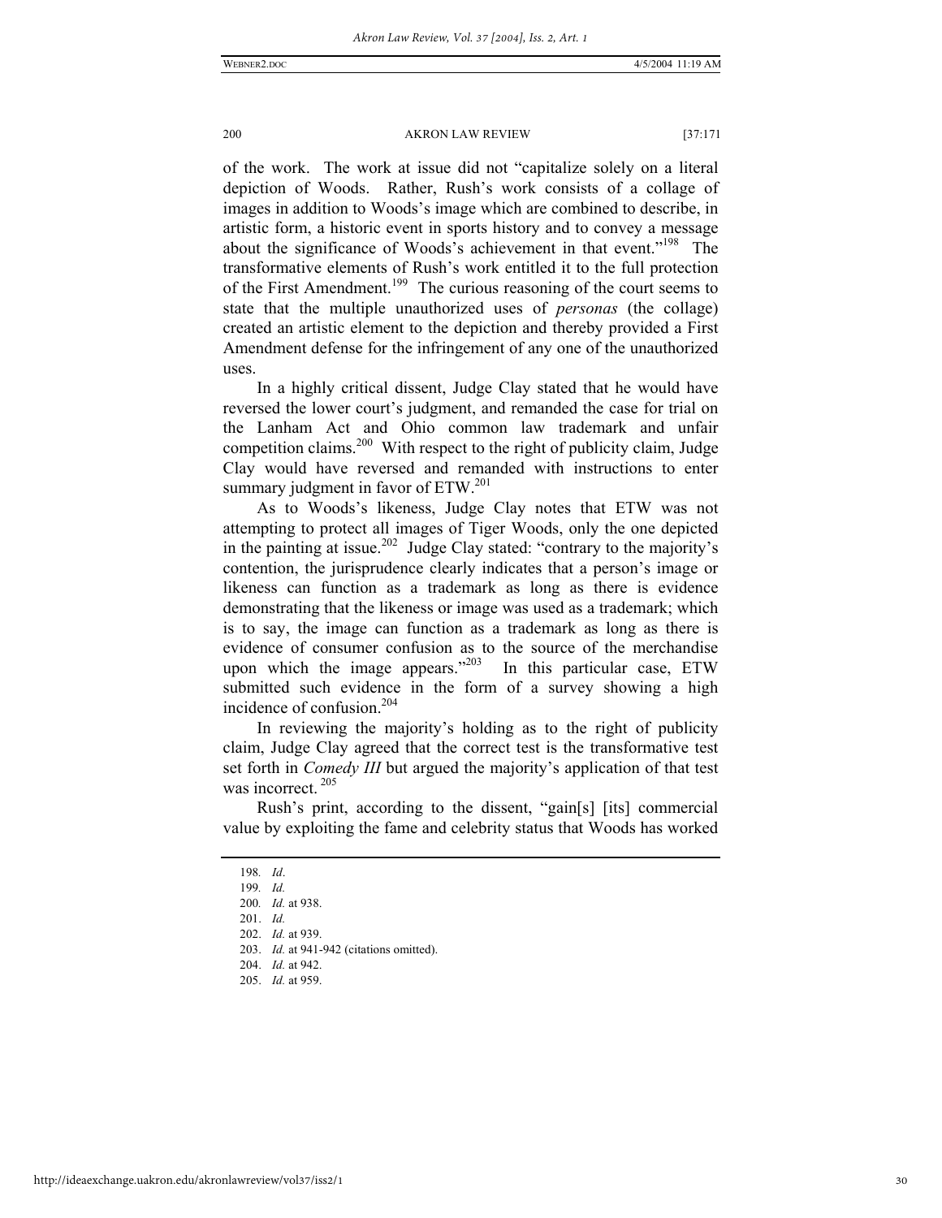of the work. The work at issue did not "capitalize solely on a literal depiction of Woods. Rather, Rush's work consists of a collage of images in addition to Woods's image which are combined to describe, in artistic form, a historic event in sports history and to convey a message about the significance of Woods's achievement in that event."[198] The transformative elements of Rush's work entitled it to the full protection of the First Amendment.[199] The curious reasoning of the court seems to state that the multiple unauthorized uses of *personas* (the collage) created an artistic element to the depiction and thereby provided a First Amendment defense for the infringement of any one of the unauthorized uses.

In a highly critical dissent, Judge Clay stated that he would have reversed the lower court's judgment, and remanded the case for trial on the Lanham Act and Ohio common law trademark and unfair competition claims.[200] With respect to the right of publicity claim, Judge Clay would have reversed and remanded with instructions to enter summary judgment in favor of ETW.[201]

As to Woods's likeness, Judge Clay notes that ETW was not attempting to protect all images of Tiger Woods, only the one depicted in the painting at issue.[202] Judge Clay stated: "contrary to the majority's contention, the jurisprudence clearly indicates that a person's image or likeness can function as a trademark as long as there is evidence demonstrating that the likeness or image was used as a trademark; which is to say, the image can function as a trademark as long as there is evidence of consumer confusion as to the source of the merchandise upon which the image appears."[203] In this particular case, ETW submitted such evidence in the form of a survey showing a high incidence of confusion.[204]

In reviewing the majority's holding as to the right of publicity claim, Judge Clay agreed that the correct test is the transformative test set forth in *Comedy III* but argued the majority's application of that test was incorrect.[205]

Rush's print, according to the dissent, "gain[s] [its] commercial value by exploiting the fame and celebrity status that Woods has worked

198. *Id*.
199. *Id.*
200. *Id.* at 938.
201. *Id.*
202. *Id.* at 939.
203. *Id.* at 941-942 (citations omitted).
204. *Id.* at 942.
205. *Id.* at 959.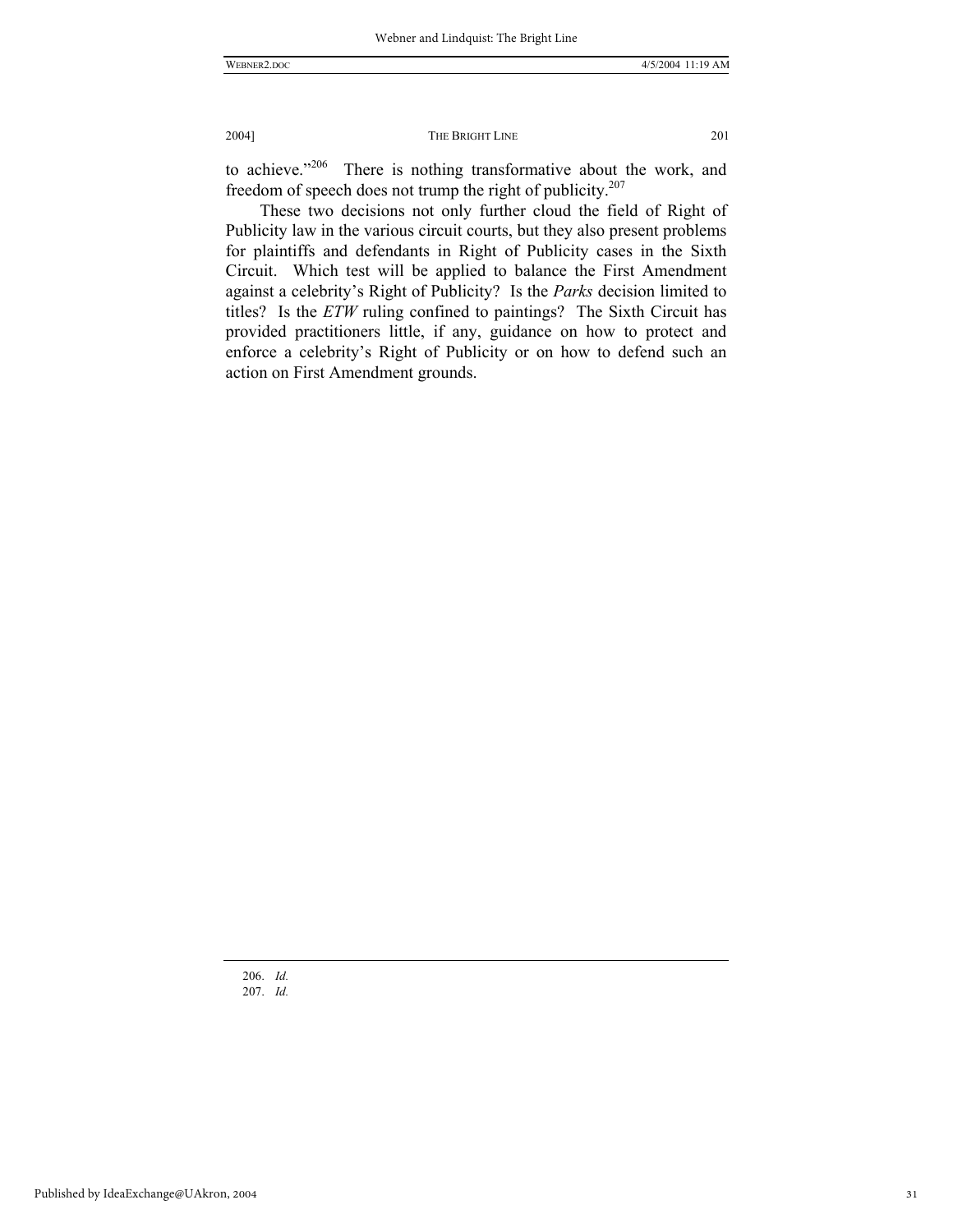to achieve."[206] There is nothing transformative about the work, and freedom of speech does not trump the right of publicity.[207]

These two decisions not only further cloud the field of Right of Publicity law in the various circuit courts, but they also present problems for plaintiffs and defendants in Right of Publicity cases in the Sixth Circuit. Which test will be applied to balance the First Amendment against a celebrity's Right of Publicity? Is the *Parks* decision limited to titles? Is the *ETW* ruling confined to paintings? The Sixth Circuit has provided practitioners little, if any, guidance on how to protect and enforce a celebrity's Right of Publicity or on how to defend such an action on First Amendment grounds.

---

206. *Id.*
207. *Id.*